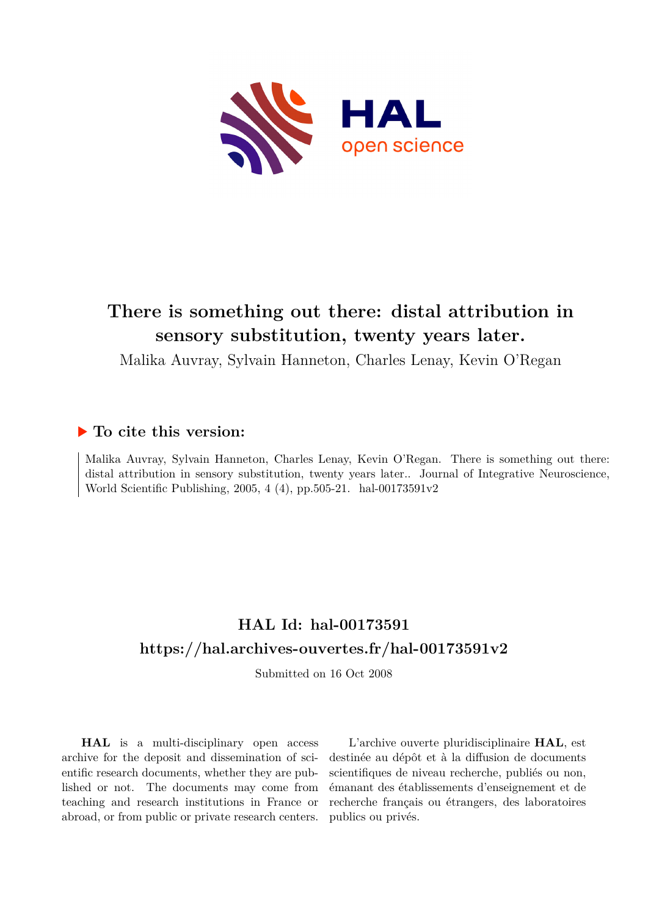# There is something out there: distal attribution in sensory substitution, twenty years later.

Malika Auvray, Sylvain Hanneton, Charles Lenay, Kevin O'Regan

## ▶ To cite this version:

Malika Auvray, Sylvain Hanneton, Charles Lenay, Kevin O'Regan. There is something out there: distal attribution in sensory substitution, twenty years later.. Journal of Integrative Neuroscience, World Scientific Publishing, 2005, 4 (4), pp.505-21. hal-00173591v2

## HAL Id: hal-00173591

## https://hal.archives-ouvertes.fr/hal-00173591v2

Submitted on 16 Oct 2008

**HAL** is a multi-disciplinary open access archive for the deposit and dissemination of scientific research documents, whether they are published or not. The documents may come from teaching and research institutions in France or abroad, or from public or private research centers.

L'archive ouverte pluridisciplinaire **HAL**, est destinée au dépôt et à la diffusion de documents scientifiques de niveau recherche, publiés ou non, émanant des établissements d'enseignement et de recherche français ou étrangers, des laboratoires publics ou privés.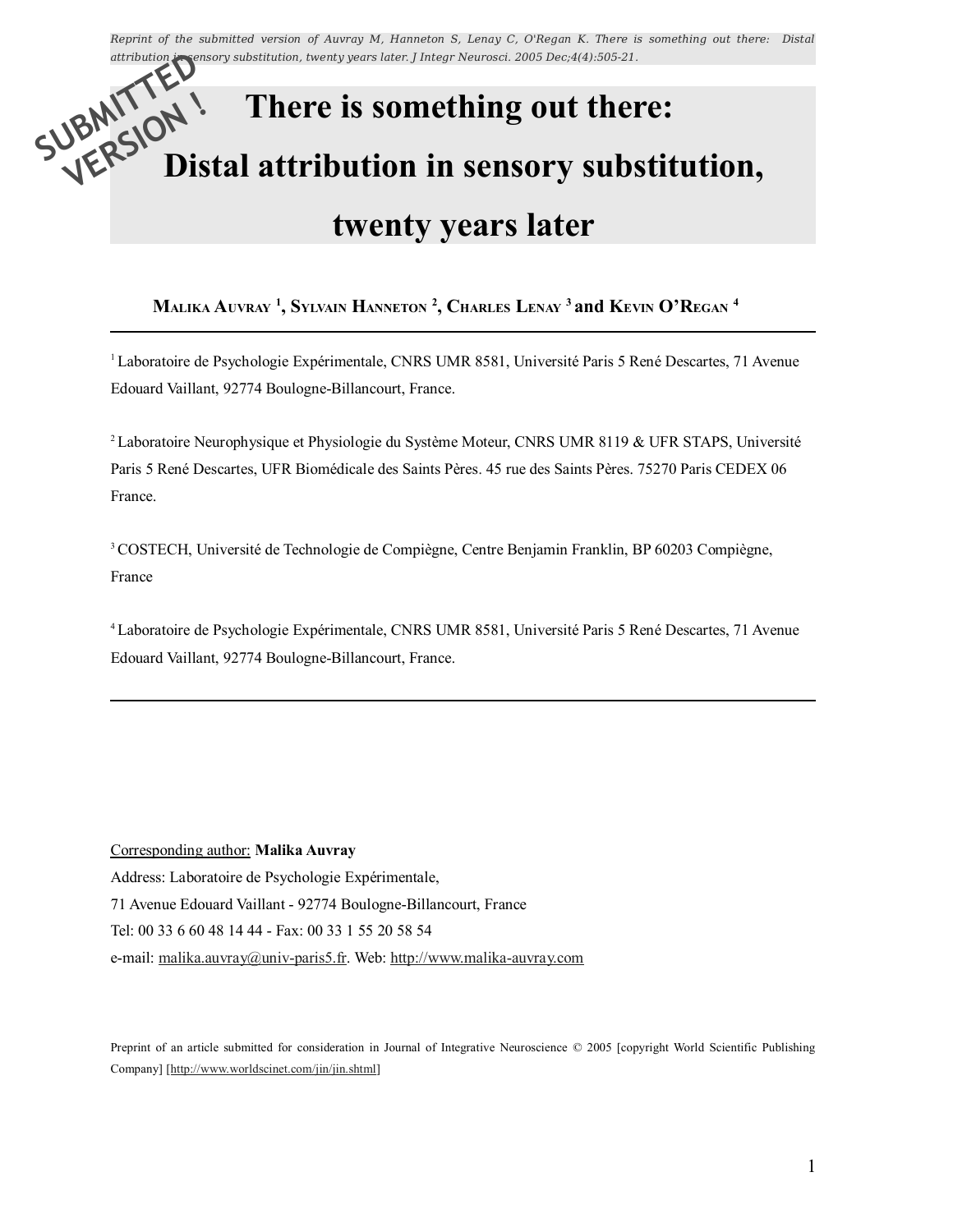Reprint of the submitted version of Auvray M, Hanneton S, Lenay C, O'Regan K. There is something out there: Distal attribution in sensory substitution, twenty years later. J Integr Neurosci. 2005 Dec;4(4):505-21.

SUBMITTED VERSION !

# There is something out there: Distal attribution in sensory substitution, twenty years later

**Malika Auvray [1], Sylvain Hanneton [2], Charles Lenay [3] and Kevin O'Regan [4]**

---

[1] Laboratoire de Psychologie Expérimentale, CNRS UMR 8581, Université Paris 5 René Descartes, 71 Avenue Edouard Vaillant, 92774 Boulogne-Billancourt, France.

[2] Laboratoire Neurophysique et Physiologie du Système Moteur, CNRS UMR 8119 & UFR STAPS, Université Paris 5 René Descartes, UFR Biomédicale des Saints Pères. 45 rue des Saints Pères. 75270 Paris CEDEX 06 France.

[3] COSTECH, Université de Technologie de Compiègne, Centre Benjamin Franklin, BP 60203 Compiègne, France

[4] Laboratoire de Psychologie Expérimentale, CNRS UMR 8581, Université Paris 5 René Descartes, 71 Avenue Edouard Vaillant, 92774 Boulogne-Billancourt, France.

---

Corresponding author: **Malika Auvray**

Address: Laboratoire de Psychologie Expérimentale,

71 Avenue Edouard Vaillant - 92774 Boulogne-Billancourt, France

Tel: 00 33 6 60 48 14 44 - Fax: 00 33 1 55 20 58 54

e-mail: malika.auvray@univ-paris5.fr. Web: http://www.malika-auvray.com

Preprint of an article submitted for consideration in Journal of Integrative Neuroscience © 2005 [copyright World Scientific Publishing Company] [http://www.worldscinet.com/jin/jin.shtml]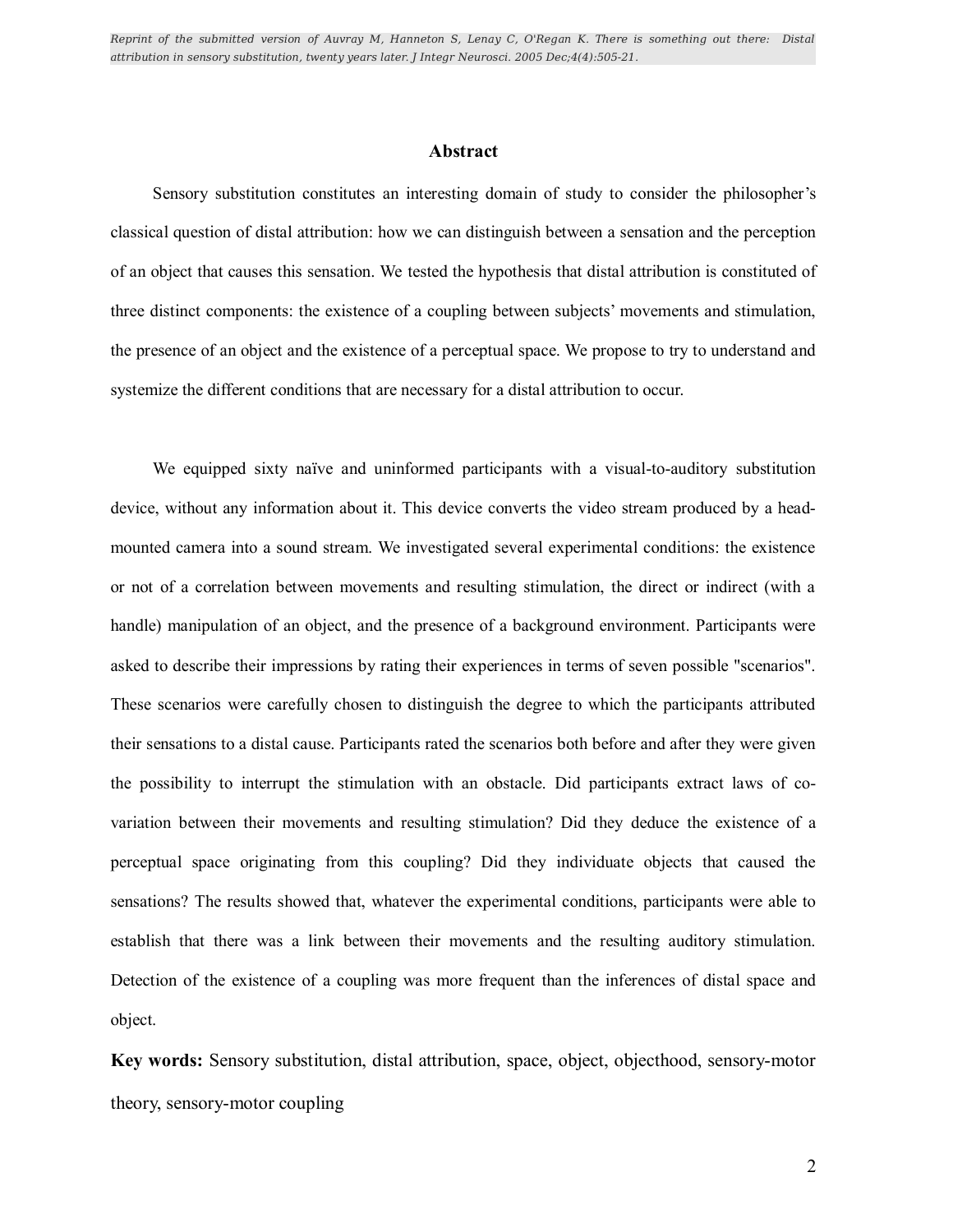## Abstract

Sensory substitution constitutes an interesting domain of study to consider the philosopher's classical question of distal attribution: how we can distinguish between a sensation and the perception of an object that causes this sensation. We tested the hypothesis that distal attribution is constituted of three distinct components: the existence of a coupling between subjects' movements and stimulation, the presence of an object and the existence of a perceptual space. We propose to try to understand and systemize the different conditions that are necessary for a distal attribution to occur.

We equipped sixty naïve and uninformed participants with a visual-to-auditory substitution device, without any information about it. This device converts the video stream produced by a head-mounted camera into a sound stream. We investigated several experimental conditions: the existence or not of a correlation between movements and resulting stimulation, the direct or indirect (with a handle) manipulation of an object, and the presence of a background environment. Participants were asked to describe their impressions by rating their experiences in terms of seven possible "scenarios". These scenarios were carefully chosen to distinguish the degree to which the participants attributed their sensations to a distal cause. Participants rated the scenarios both before and after they were given the possibility to interrupt the stimulation with an obstacle. Did participants extract laws of co-variation between their movements and resulting stimulation? Did they deduce the existence of a perceptual space originating from this coupling? Did they individuate objects that caused the sensations? The results showed that, whatever the experimental conditions, participants were able to establish that there was a link between their movements and the resulting auditory stimulation. Detection of the existence of a coupling was more frequent than the inferences of distal space and object.

**Key words:** Sensory substitution, distal attribution, space, object, objecthood, sensory-motor theory, sensory-motor coupling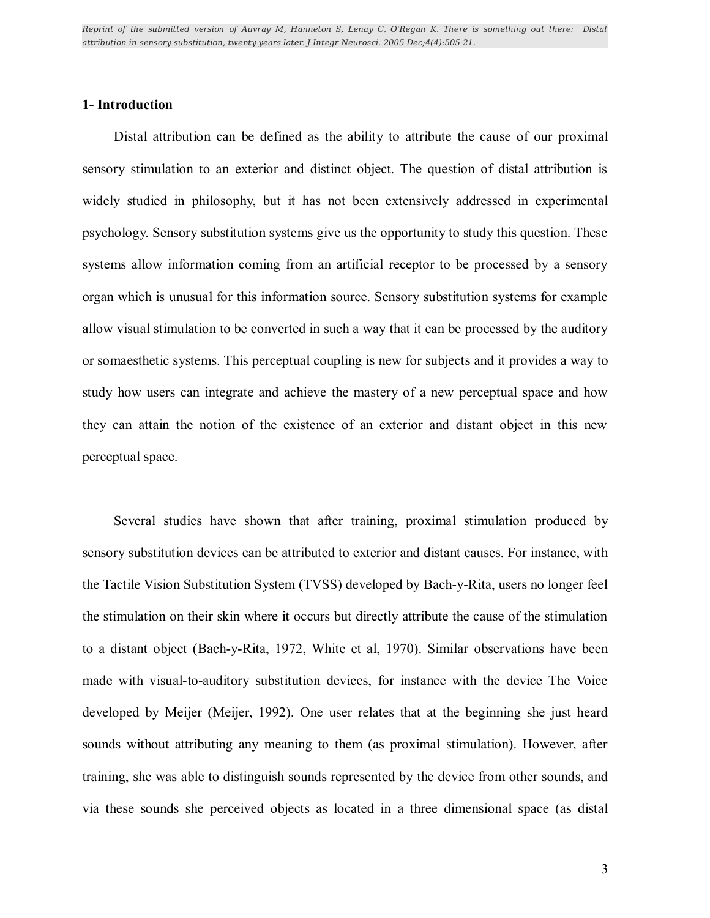## 1- Introduction

Distal attribution can be defined as the ability to attribute the cause of our proximal sensory stimulation to an exterior and distinct object. The question of distal attribution is widely studied in philosophy, but it has not been extensively addressed in experimental psychology. Sensory substitution systems give us the opportunity to study this question. These systems allow information coming from an artificial receptor to be processed by a sensory organ which is unusual for this information source. Sensory substitution systems for example allow visual stimulation to be converted in such a way that it can be processed by the auditory or somaesthetic systems. This perceptual coupling is new for subjects and it provides a way to study how users can integrate and achieve the mastery of a new perceptual space and how they can attain the notion of the existence of an exterior and distant object in this new perceptual space.

Several studies have shown that after training, proximal stimulation produced by sensory substitution devices can be attributed to exterior and distant causes. For instance, with the Tactile Vision Substitution System (TVSS) developed by Bach-y-Rita, users no longer feel the stimulation on their skin where it occurs but directly attribute the cause of the stimulation to a distant object (Bach-y-Rita, 1972, White et al, 1970). Similar observations have been made with visual-to-auditory substitution devices, for instance with the device The Voice developed by Meijer (Meijer, 1992). One user relates that at the beginning she just heard sounds without attributing any meaning to them (as proximal stimulation). However, after training, she was able to distinguish sounds represented by the device from other sounds, and via these sounds she perceived objects as located in a three dimensional space (as distal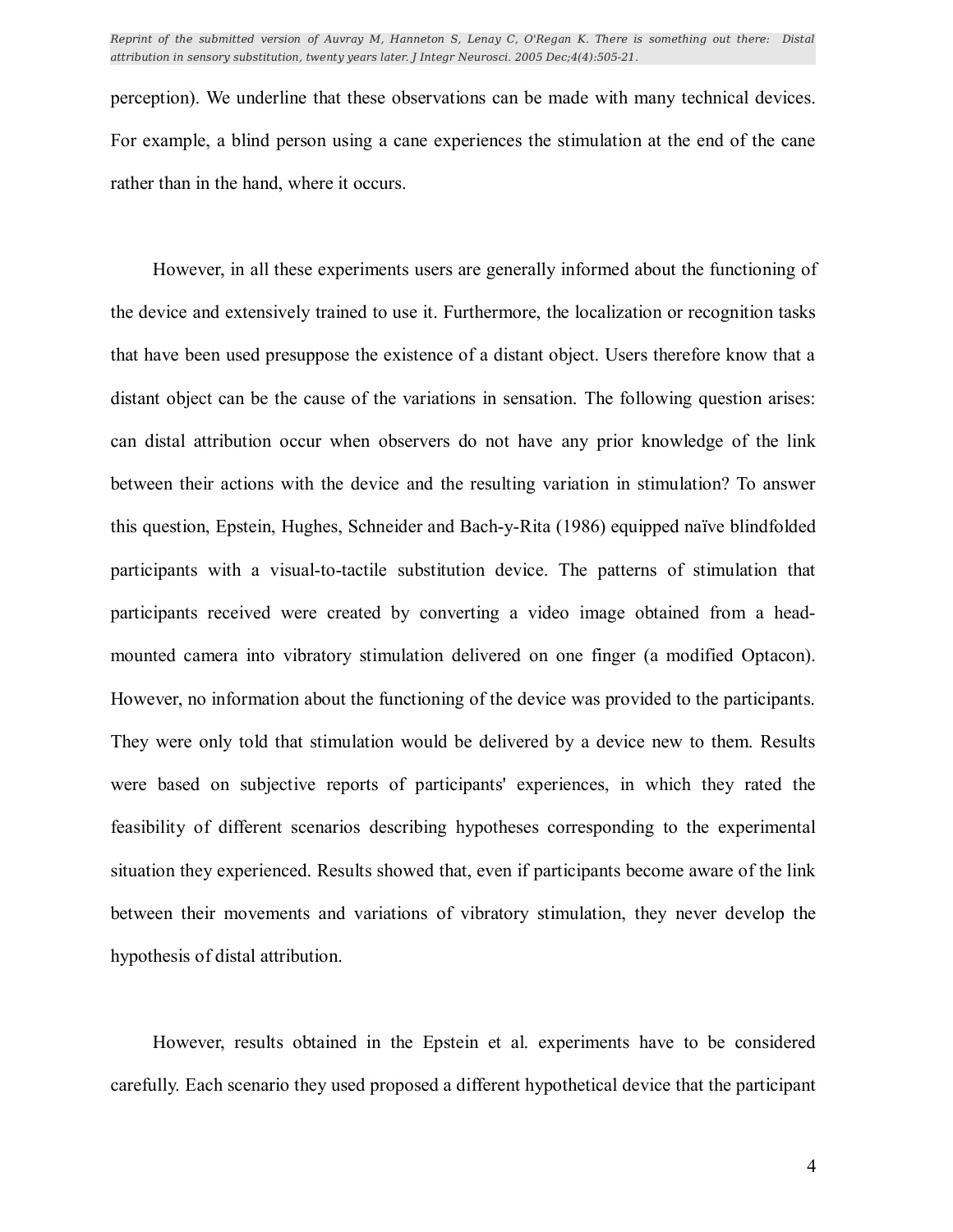perception). We underline that these observations can be made with many technical devices. For example, a blind person using a cane experiences the stimulation at the end of the cane rather than in the hand, where it occurs.

However, in all these experiments users are generally informed about the functioning of the device and extensively trained to use it. Furthermore, the localization or recognition tasks that have been used presuppose the existence of a distant object. Users therefore know that a distant object can be the cause of the variations in sensation. The following question arises: can distal attribution occur when observers do not have any prior knowledge of the link between their actions with the device and the resulting variation in stimulation? To answer this question, Epstein, Hughes, Schneider and Bach-y-Rita (1986) equipped naïve blindfolded participants with a visual-to-tactile substitution device. The patterns of stimulation that participants received were created by converting a video image obtained from a head-mounted camera into vibratory stimulation delivered on one finger (a modified Optacon). However, no information about the functioning of the device was provided to the participants. They were only told that stimulation would be delivered by a device new to them. Results were based on subjective reports of participants' experiences, in which they rated the feasibility of different scenarios describing hypotheses corresponding to the experimental situation they experienced. Results showed that, even if participants become aware of the link between their movements and variations of vibratory stimulation, they never develop the hypothesis of distal attribution.

However, results obtained in the Epstein et al. experiments have to be considered carefully. Each scenario they used proposed a different hypothetical device that the participant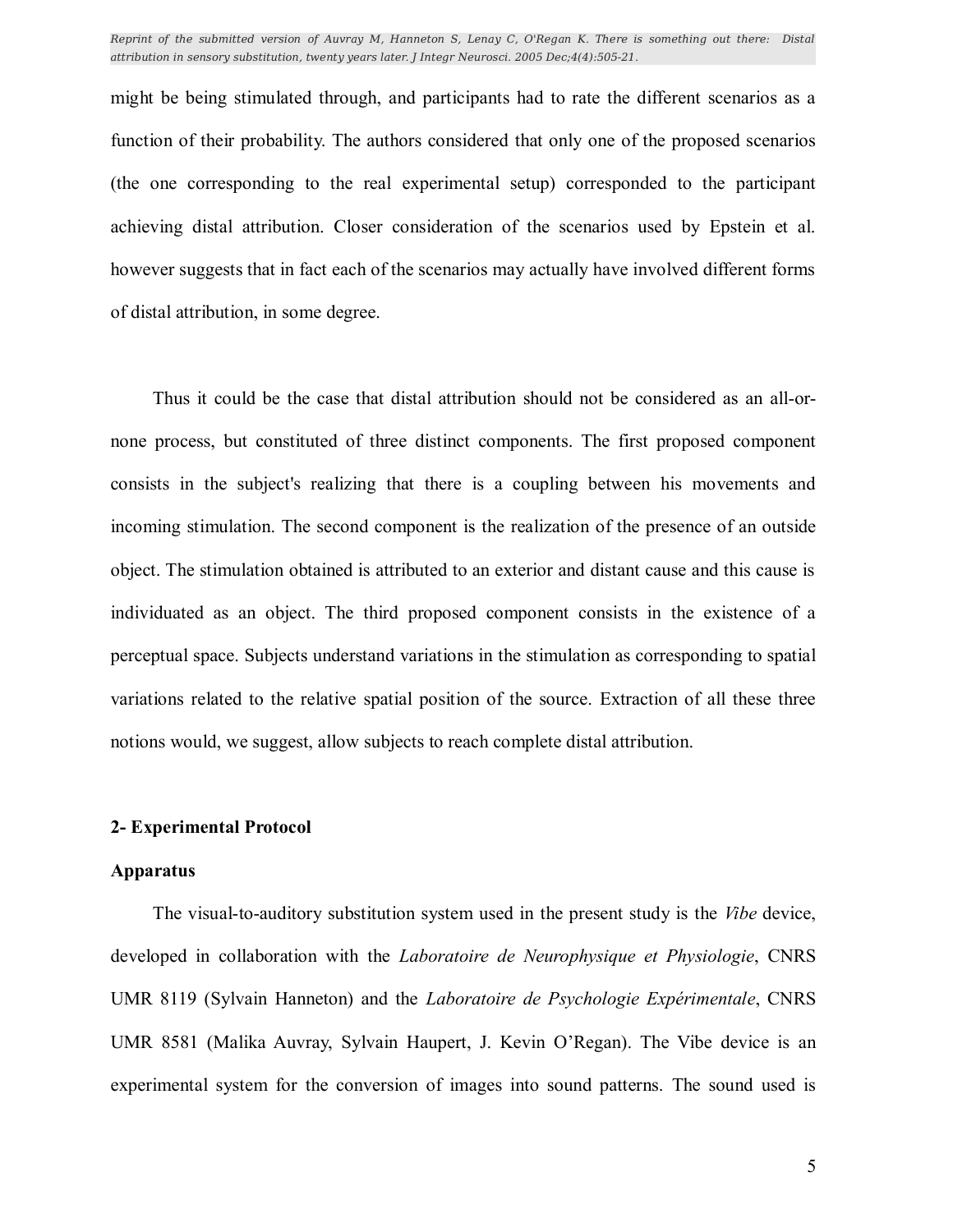might be being stimulated through, and participants had to rate the different scenarios as a function of their probability. The authors considered that only one of the proposed scenarios (the one corresponding to the real experimental setup) corresponded to the participant achieving distal attribution. Closer consideration of the scenarios used by Epstein et al. however suggests that in fact each of the scenarios may actually have involved different forms of distal attribution, in some degree.

Thus it could be the case that distal attribution should not be considered as an all-or-none process, but constituted of three distinct components. The first proposed component consists in the subject's realizing that there is a coupling between his movements and incoming stimulation. The second component is the realization of the presence of an outside object. The stimulation obtained is attributed to an exterior and distant cause and this cause is individuated as an object. The third proposed component consists in the existence of a perceptual space. Subjects understand variations in the stimulation as corresponding to spatial variations related to the relative spatial position of the source. Extraction of all these three notions would, we suggest, allow subjects to reach complete distal attribution.

## 2- Experimental Protocol

### Apparatus

The visual-to-auditory substitution system used in the present study is the *Vibe* device, developed in collaboration with the *Laboratoire de Neurophysique et Physiologie*, CNRS UMR 8119 (Sylvain Hanneton) and the *Laboratoire de Psychologie Expérimentale*, CNRS UMR 8581 (Malika Auvray, Sylvain Haupert, J. Kevin O'Regan). The Vibe device is an experimental system for the conversion of images into sound patterns. The sound used is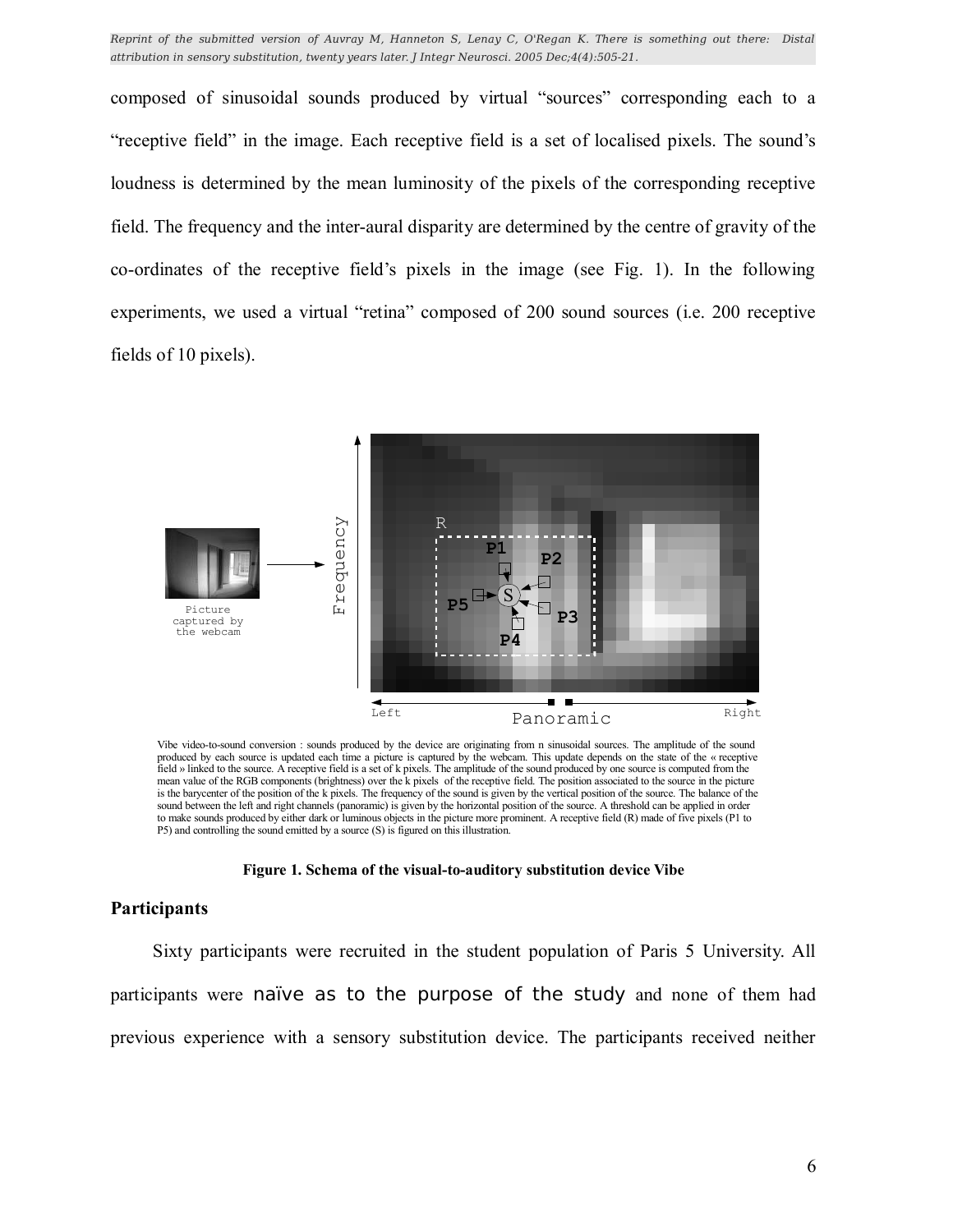composed of sinusoidal sounds produced by virtual "sources" corresponding each to a "receptive field" in the image. Each receptive field is a set of localised pixels. The sound's loudness is determined by the mean luminosity of the pixels of the corresponding receptive field. The frequency and the inter-aural disparity are determined by the centre of gravity of the co-ordinates of the receptive field's pixels in the image (see Fig. 1). In the following experiments, we used a virtual "retina" composed of 200 sound sources (i.e. 200 receptive fields of 10 pixels).

Picture captured by the webcam

Frequency

R

P1

P2

P3

P4

P5

S

Left

Panoramic

Right

Vibe video-to-sound conversion : sounds produced by the device are originating from n sinusoidal sources. The amplitude of the sound produced by each source is updated each time a picture is captured by the webcam. This update depends on the state of the « receptive field » linked to the source. A receptive field is a set of k pixels. The amplitude of the sound produced by one source is computed from the mean value of the RGB components (brightness) over the k pixels of the receptive field. The position associated to the source in the picture is the barycenter of the position of the k pixels. The frequency of the sound is given by the vertical position of the source. The balance of the sound between the left and right channels (panoramic) is given by the horizontal position of the source. A threshold can be applied in order to make sounds produced by either dark or luminous objects in the picture more prominent. A receptive field (R) made of five pixels (P1 to P5) and controlling the sound emitted by a source (S) is figured on this illustration.

**Figure 1. Schema of the visual-to-auditory substitution device Vibe**

## Participants

Sixty participants were recruited in the student population of Paris 5 University. All participants were naïve as to the purpose of the study and none of them had previous experience with a sensory substitution device. The participants received neither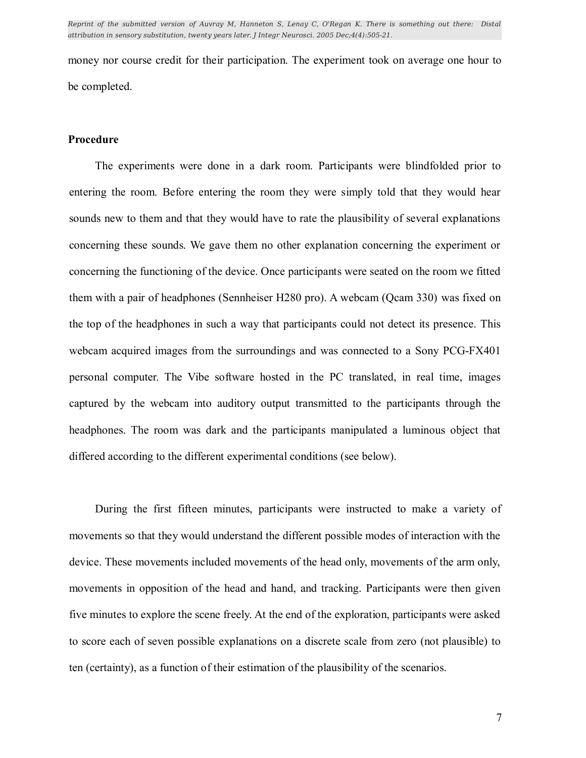money nor course credit for their participation. The experiment took on average one hour to be completed.

**Procedure**

The experiments were done in a dark room. Participants were blindfolded prior to entering the room. Before entering the room they were simply told that they would hear sounds new to them and that they would have to rate the plausibility of several explanations concerning these sounds. We gave them no other explanation concerning the experiment or concerning the functioning of the device. Once participants were seated on the room we fitted them with a pair of headphones (Sennheiser H280 pro). A webcam (Qcam 330) was fixed on the top of the headphones in such a way that participants could not detect its presence. This webcam acquired images from the surroundings and was connected to a Sony PCG-FX401 personal computer. The Vibe software hosted in the PC translated, in real time, images captured by the webcam into auditory output transmitted to the participants through the headphones. The room was dark and the participants manipulated a luminous object that differed according to the different experimental conditions (see below).

During the first fifteen minutes, participants were instructed to make a variety of movements so that they would understand the different possible modes of interaction with the device. These movements included movements of the head only, movements of the arm only, movements in opposition of the head and hand, and tracking. Participants were then given five minutes to explore the scene freely. At the end of the exploration, participants were asked to score each of seven possible explanations on a discrete scale from zero (not plausible) to ten (certainty), as a function of their estimation of the plausibility of the scenarios.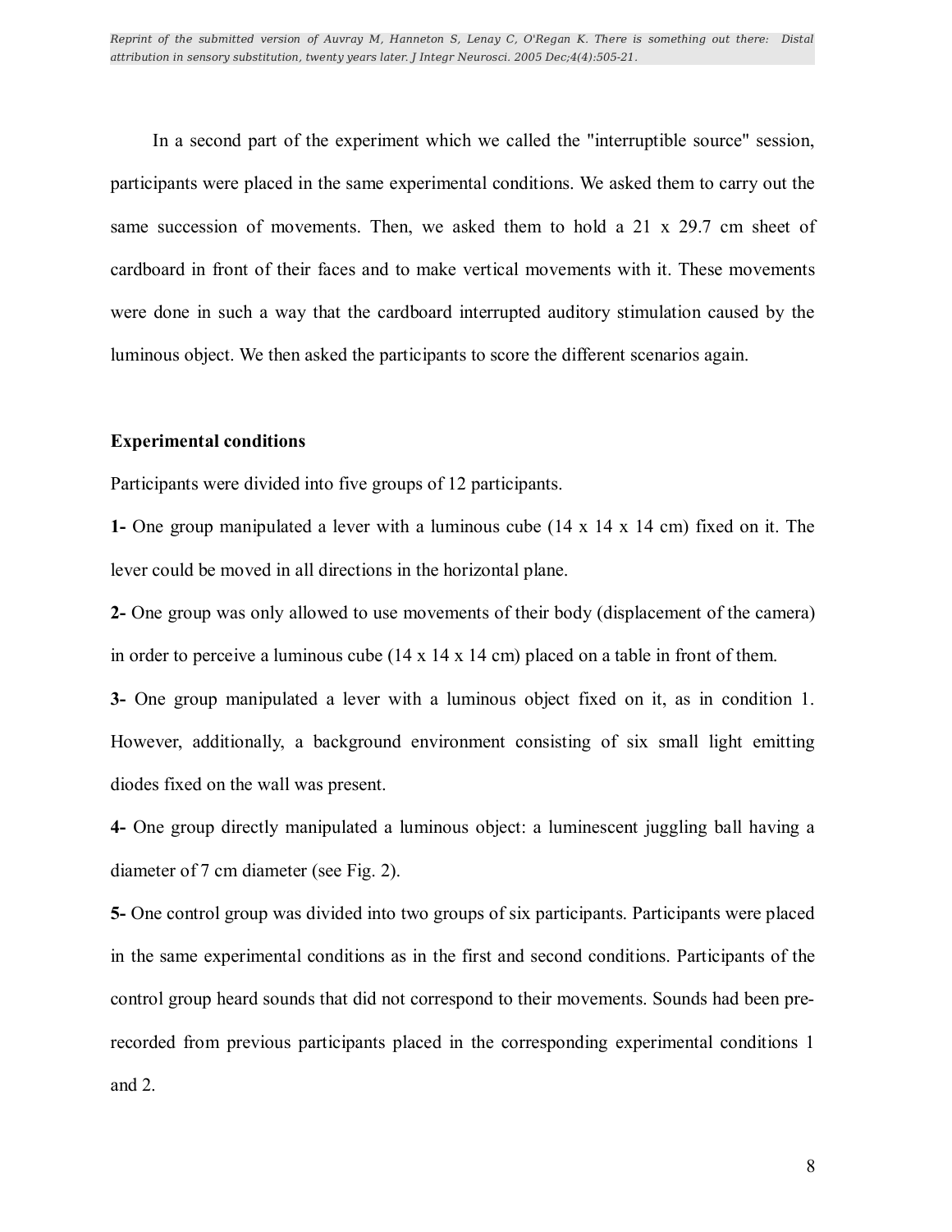In a second part of the experiment which we called the "interruptible source" session, participants were placed in the same experimental conditions. We asked them to carry out the same succession of movements. Then, we asked them to hold a 21 x 29.7 cm sheet of cardboard in front of their faces and to make vertical movements with it. These movements were done in such a way that the cardboard interrupted auditory stimulation caused by the luminous object. We then asked the participants to score the different scenarios again.

**Experimental conditions**

Participants were divided into five groups of 12 participants.

**1-** One group manipulated a lever with a luminous cube (14 x 14 x 14 cm) fixed on it. The lever could be moved in all directions in the horizontal plane.

**2-** One group was only allowed to use movements of their body (displacement of the camera) in order to perceive a luminous cube (14 x 14 x 14 cm) placed on a table in front of them.

**3-** One group manipulated a lever with a luminous object fixed on it, as in condition 1. However, additionally, a background environment consisting of six small light emitting diodes fixed on the wall was present.

**4-** One group directly manipulated a luminous object: a luminescent juggling ball having a diameter of 7 cm diameter (see Fig. 2).

**5-** One control group was divided into two groups of six participants. Participants were placed in the same experimental conditions as in the first and second conditions. Participants of the control group heard sounds that did not correspond to their movements. Sounds had been pre-recorded from previous participants placed in the corresponding experimental conditions 1 and 2.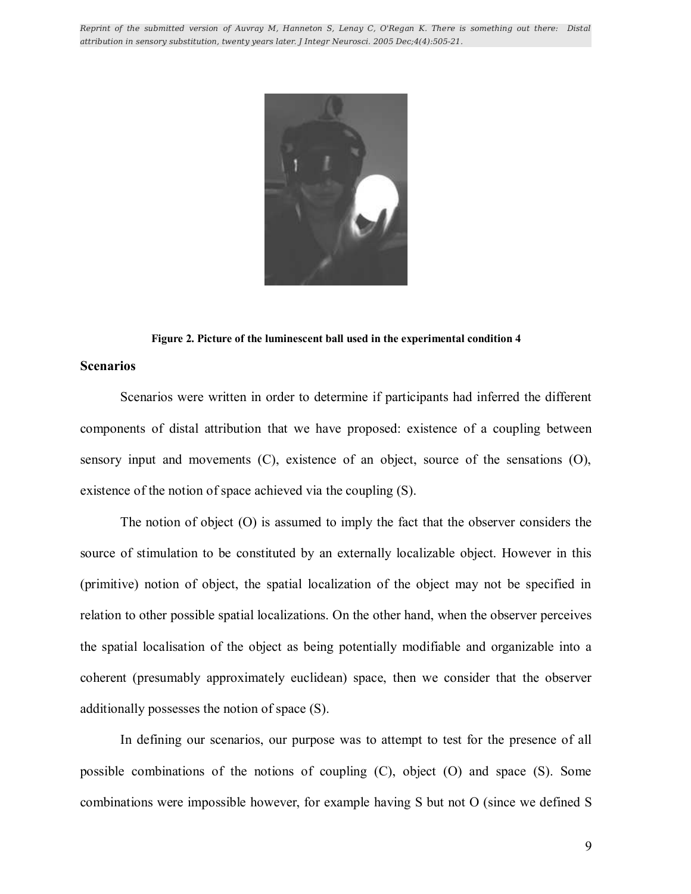**Figure 2. Picture of the luminescent ball used in the experimental condition 4**

### Scenarios

Scenarios were written in order to determine if participants had inferred the different components of distal attribution that we have proposed: existence of a coupling between sensory input and movements (C), existence of an object, source of the sensations (O), existence of the notion of space achieved via the coupling (S).

The notion of object (O) is assumed to imply the fact that the observer considers the source of stimulation to be constituted by an externally localizable object. However in this (primitive) notion of object, the spatial localization of the object may not be specified in relation to other possible spatial localizations. On the other hand, when the observer perceives the spatial localisation of the object as being potentially modifiable and organizable into a coherent (presumably approximately euclidean) space, then we consider that the observer additionally possesses the notion of space (S).

In defining our scenarios, our purpose was to attempt to test for the presence of all possible combinations of the notions of coupling (C), object (O) and space (S). Some combinations were impossible however, for example having S but not O (since we defined S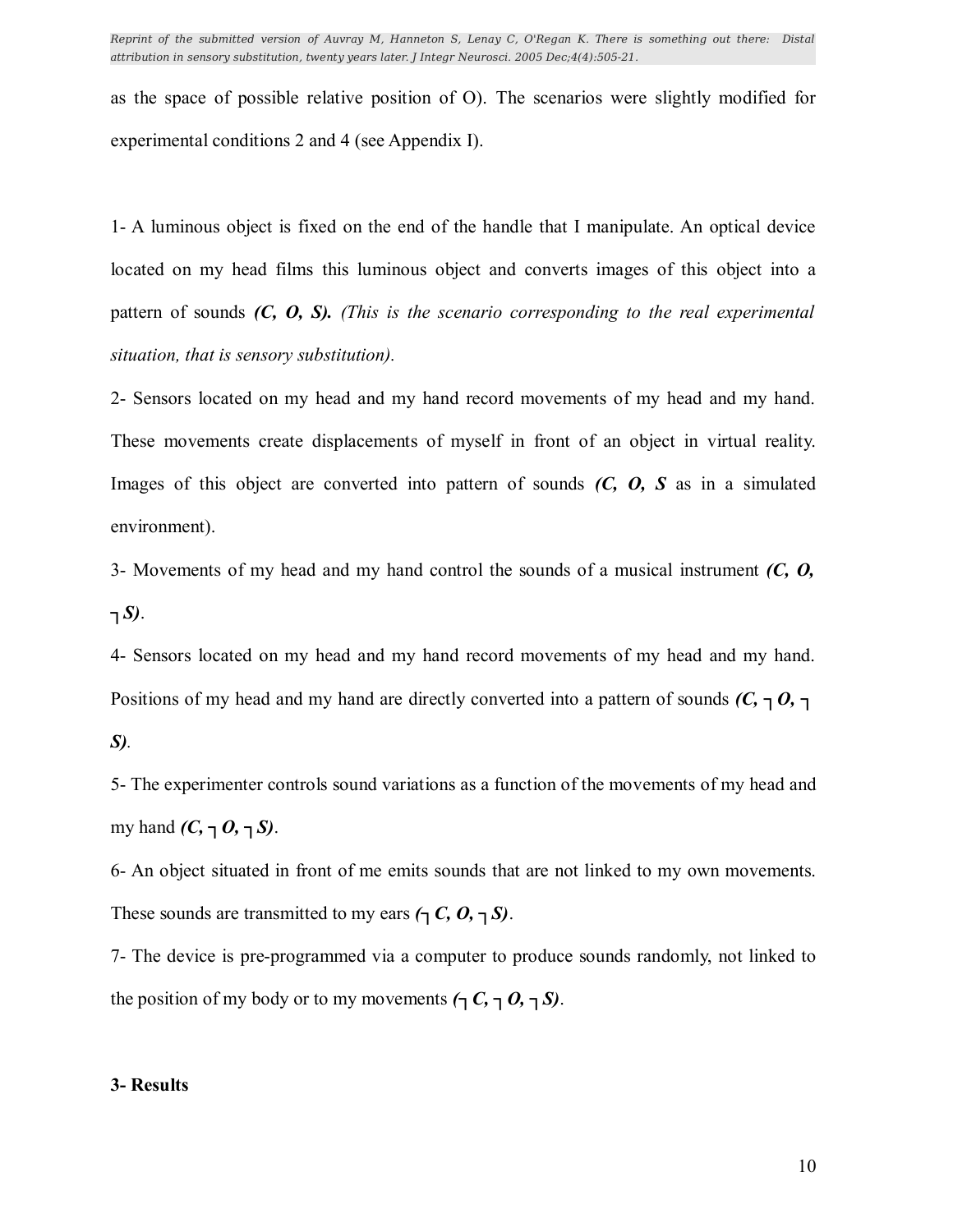as the space of possible relative position of O). The scenarios were slightly modified for experimental conditions 2 and 4 (see Appendix I).

1- A luminous object is fixed on the end of the handle that I manipulate. An optical device located on my head films this luminous object and converts images of this object into a pattern of sounds ***(C, O, S).*** *(This is the scenario corresponding to the real experimental situation, that is sensory substitution).*

2- Sensors located on my head and my hand record movements of my head and my hand. These movements create displacements of myself in front of an object in virtual reality. Images of this object are converted into pattern of sounds ***(C, O, S*** as in a simulated environment).

3- Movements of my head and my hand control the sounds of a musical instrument ***(C, O, ┐S)***.

4- Sensors located on my head and my hand record movements of my head and my hand. Positions of my head and my hand are directly converted into a pattern of sounds ***(C, ┐O, ┐S)***.

5- The experimenter controls sound variations as a function of the movements of my head and my hand ***(C, ┐O, ┐S)***.

6- An object situated in front of me emits sounds that are not linked to my own movements. These sounds are transmitted to my ears ***(┐C, O, ┐S)***.

7- The device is pre-programmed via a computer to produce sounds randomly, not linked to the position of my body or to my movements ***(┐C, ┐O, ┐S)***.

## 3- Results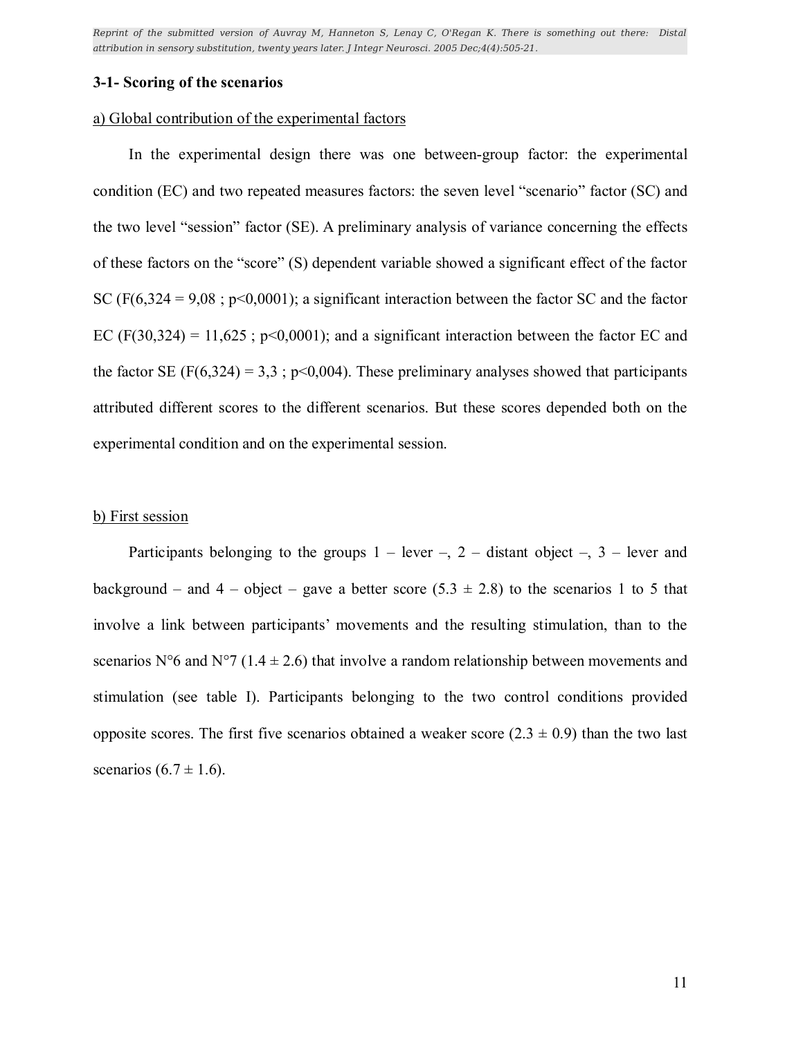### 3-1- Scoring of the scenarios

a) Global contribution of the experimental factors

In the experimental design there was one between-group factor: the experimental condition (EC) and two repeated measures factors: the seven level "scenario" factor (SC) and the two level "session" factor (SE). A preliminary analysis of variance concerning the effects of these factors on the "score" (S) dependent variable showed a significant effect of the factor SC ($F(6,324 = 9,08$ ; $p<0,0001$); a significant interaction between the factor SC and the factor EC ($F(30,324) = 11,625$ ; $p<0,0001$); and a significant interaction between the factor EC and the factor SE ($F(6,324) = 3,3$ ; $p<0,004$). These preliminary analyses showed that participants attributed different scores to the different scenarios. But these scores depended both on the experimental condition and on the experimental session.

b) First session

Participants belonging to the groups 1 – lever –, 2 – distant object –, 3 – lever and background – and 4 – object – gave a better score ($5.3 \pm 2.8$) to the scenarios 1 to 5 that involve a link between participants' movements and the resulting stimulation, than to the scenarios N°6 and N°7 ($1.4 \pm 2.6$) that involve a random relationship between movements and stimulation (see table I). Participants belonging to the two control conditions provided opposite scores. The first five scenarios obtained a weaker score ($2.3 \pm 0.9$) than the two last scenarios ($6.7 \pm 1.6$).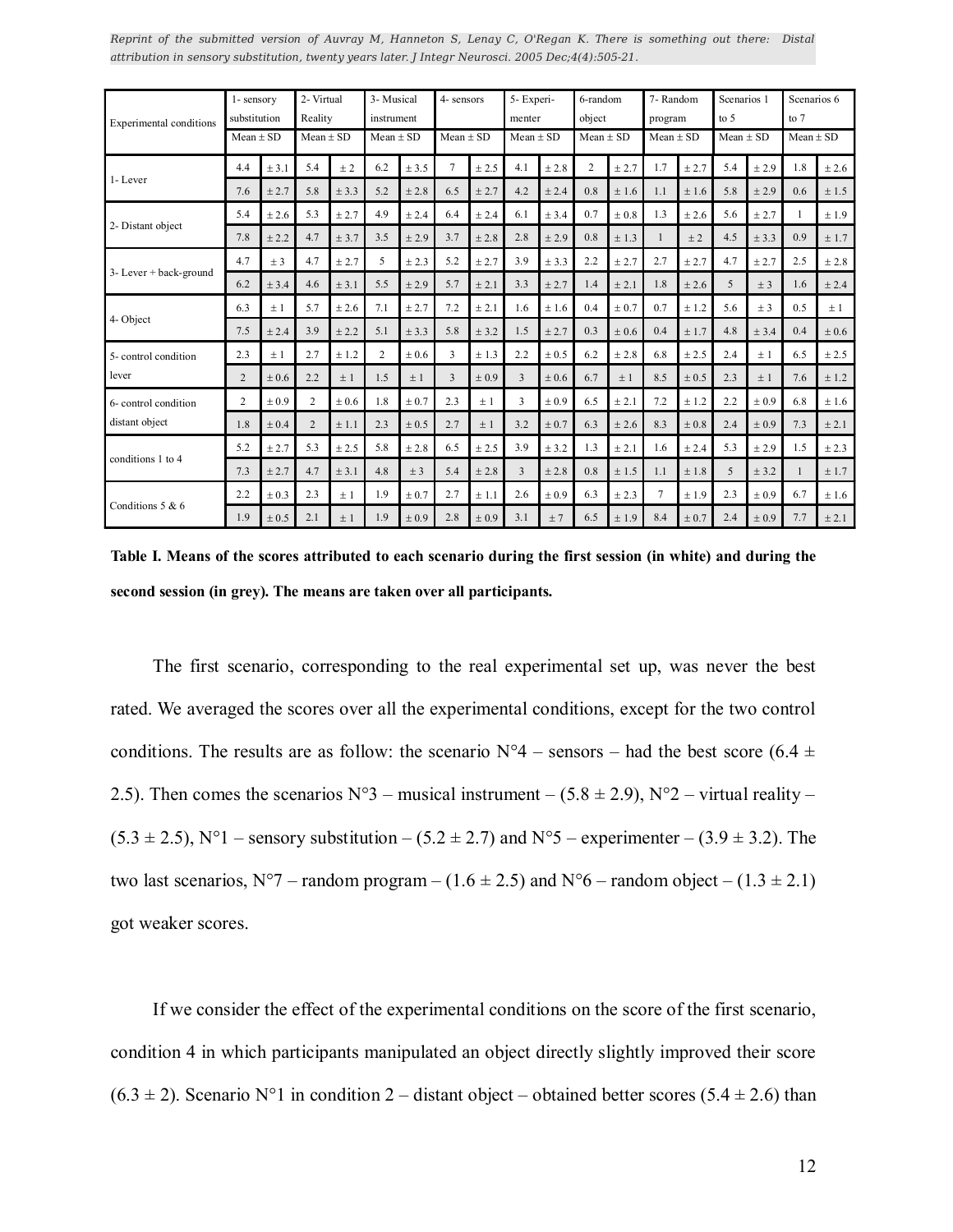| Experimental conditions | 1- sensory substitution | | 2- Virtual Reality | | 3- Musical instrument | | 4- sensors | | 5- Experi-menter | | 6-random object | | 7- Random program | | Scenarios 1 to 5 | | Scenarios 6 to 7 | |
|---|---|---|---|---|---|---|---|---|---|---|---|---|---|---|---|---|---|---|
| | Mean ± SD | | Mean ± SD | | Mean ± SD | | Mean ± SD | | Mean ± SD | | Mean ± SD | | Mean ± SD | | Mean ± SD | | Mean ± SD | |
| 1- Lever | 4.4 | ± 3.1 | 5.4 | ± 2 | 6.2 | ± 3.5 | 7 | ± 2.5 | 4.1 | ± 2.8 | 2 | ± 2.7 | 1.7 | ± 2.7 | 5.4 | ± 2.9 | 1.8 | ± 2.6 |
| | 7.6 | ± 2.7 | 5.8 | ± 3.3 | 5.2 | ± 2.8 | 6.5 | ± 2.7 | 4.2 | ± 2.4 | 0.8 | ± 1.6 | 1.1 | ± 1.6 | 5.8 | ± 2.9 | 0.6 | ± 1.5 |
| 2- Distant object | 5.4 | ± 2.6 | 5.3 | ± 2.7 | 4.9 | ± 2.4 | 6.4 | ± 2.4 | 6.1 | ± 3.4 | 0.7 | ± 0.8 | 1.3 | ± 2.6 | 5.6 | ± 2.7 | 1 | ± 1.9 |
| | 7.8 | ± 2.2 | 4.7 | ± 3.7 | 3.5 | ± 2.9 | 3.7 | ± 2.8 | 2.8 | ± 2.9 | 0.8 | ± 1.3 | 1 | ± 2 | 4.5 | ± 3.3 | 0.9 | ± 1.7 |
| 3- Lever + back-ground | 4.7 | ± 3 | 4.7 | ± 2.7 | 5 | ± 2.3 | 5.2 | ± 2.7 | 3.9 | ± 3.3 | 2.2 | ± 2.7 | 2.7 | ± 2.7 | 4.7 | ± 2.7 | 2.5 | ± 2.8 |
| | 6.2 | ± 3.4 | 4.6 | ± 3.1 | 5.5 | ± 2.9 | 5.7 | ± 2.1 | 3.3 | ± 2.7 | 1.4 | ± 2.1 | 1.8 | ± 2.6 | 5 | ± 3 | 1.6 | ± 2.4 |
| 4- Object | 6.3 | ± 1 | 5.7 | ± 2.6 | 7.1 | ± 2.7 | 7.2 | ± 2.1 | 1.6 | ± 1.6 | 0.4 | ± 0.7 | 0.7 | ± 1.2 | 5.6 | ± 3 | 0.5 | ± 1 |
| | 7.5 | ± 2.4 | 3.9 | ± 2.2 | 5.1 | ± 3.3 | 5.8 | ± 3.2 | 1.5 | ± 2.7 | 0.3 | ± 0.6 | 0.4 | ± 1.7 | 4.8 | ± 3.4 | 0.4 | ± 0.6 |
| 5- control condition lever | 2.3 | ± 1 | 2.7 | ± 1.2 | 2 | ± 0.6 | 3 | ± 1.3 | 2.2 | ± 0.5 | 6.2 | ± 2.8 | 6.8 | ± 2.5 | 2.4 | ± 1 | 6.5 | ± 2.5 |
| | 2 | ± 0.6 | 2.2 | ± 1 | 1.5 | ± 1 | 3 | ± 0.9 | 3 | ± 0.6 | 6.7 | ± 1 | 8.5 | ± 0.5 | 2.3 | ± 1 | 7.6 | ± 1.2 |
| 6- control condition distant object | 2 | ± 0.9 | 2 | ± 0.6 | 1.8 | ± 0.7 | 2.3 | ± 1 | 3 | ± 0.9 | 6.5 | ± 2.1 | 7.2 | ± 1.2 | 2.2 | ± 0.9 | 6.8 | ± 1.6 |
| | 1.8 | ± 0.4 | 2 | ± 1.1 | 2.3 | ± 0.5 | 2.7 | ± 1 | 3.2 | ± 0.7 | 6.3 | ± 2.6 | 8.3 | ± 0.8 | 2.4 | ± 0.9 | 7.3 | ± 2.1 |
| conditions 1 to 4 | 5.2 | ± 2.7 | 5.3 | ± 2.5 | 5.8 | ± 2.8 | 6.5 | ± 2.5 | 3.9 | ± 3.2 | 1.3 | ± 2.1 | 1.6 | ± 2.4 | 5.3 | ± 2.9 | 1.5 | ± 2.3 |
| | 7.3 | ± 2.7 | 4.7 | ± 3.1 | 4.8 | ± 3 | 5.4 | ± 2.8 | 3 | ± 2.8 | 0.8 | ± 1.5 | 1.1 | ± 1.8 | 5 | ± 3.2 | 1 | ± 1.7 |
| Conditions 5 & 6 | 2.2 | ± 0.3 | 2.3 | ± 1 | 1.9 | ± 0.7 | 2.7 | ± 1.1 | 2.6 | ± 0.9 | 6.3 | ± 2.3 | 7 | ± 1.9 | 2.3 | ± 0.9 | 6.7 | ± 1.6 |
| | 1.9 | ± 0.5 | 2.1 | ± 1 | 1.9 | ± 0.9 | 2.8 | ± 0.9 | 3.1 | ± 7 | 6.5 | ± 1.9 | 8.4 | ± 0.7 | 2.4 | ± 0.9 | 7.7 | ± 2.1 |

**Table I. Means of the scores attributed to each scenario during the first session (in white) and during the second session (in grey). The means are taken over all participants.**

The first scenario, corresponding to the real experimental set up, was never the best rated. We averaged the scores over all the experimental conditions, except for the two control conditions. The results are as follow: the scenario N°4 – sensors – had the best score (6.4 ± 2.5). Then comes the scenarios N°3 – musical instrument – (5.8 ± 2.9), N°2 – virtual reality – (5.3 ± 2.5), N°1 – sensory substitution – (5.2 ± 2.7) and N°5 – experimenter – (3.9 ± 3.2). The two last scenarios, N°7 – random program – (1.6 ± 2.5) and N°6 – random object – (1.3 ± 2.1) got weaker scores.

If we consider the effect of the experimental conditions on the score of the first scenario, condition 4 in which participants manipulated an object directly slightly improved their score (6.3 ± 2). Scenario N°1 in condition 2 – distant object – obtained better scores (5.4 ± 2.6) than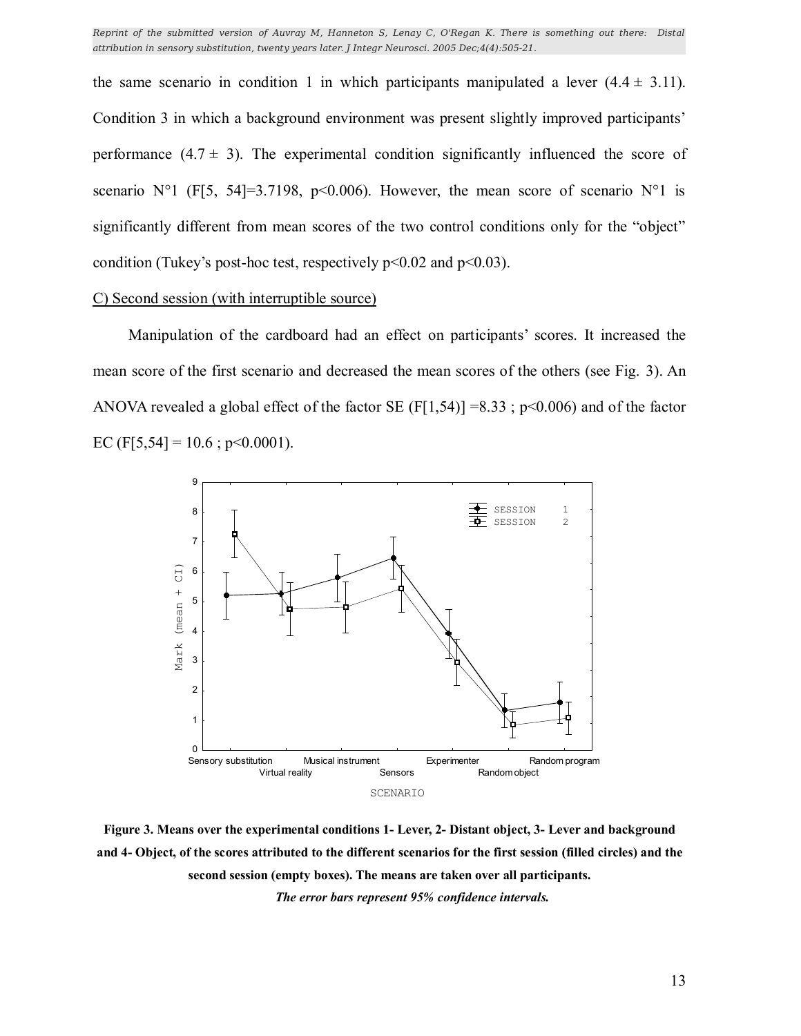the same scenario in condition 1 in which participants manipulated a lever ($4.4 \pm 3.11$). Condition 3 in which a background environment was present slightly improved participants' performance ($4.7 \pm 3$). The experimental condition significantly influenced the score of scenario N°1 ($F[5, 54]=3.7198$, $p<0.006$). However, the mean score of scenario N°1 is significantly different from mean scores of the two control conditions only for the "object" condition (Tukey's post-hoc test, respectively $p<0.02$ and $p<0.03$).

C) Second session (with interruptible source)

Manipulation of the cardboard had an effect on participants' scores. It increased the mean score of the first scenario and decreased the mean scores of the others (see Fig. 3). An ANOVA revealed a global effect of the factor SE ($F[1,54]=8.33$ ; $p<0.006$) and of the factor EC ($F[5,54] = 10.6$ ; $p<0.0001$).

SESSION 1
SESSION 2

Mark (mean + CI)

0
1
2
3
4
5
6
7
8
9

Sensory substitution
Virtual reality
Musical instrument
Sensors
Experimenter
Random object
Random program

SCENARIO

**Figure 3. Means over the experimental conditions 1- Lever, 2- Distant object, 3- Lever and background and 4- Object, of the scores attributed to the different scenarios for the first session (filled circles) and the second session (empty boxes). The means are taken over all participants.**

***The error bars represent 95% confidence intervals.***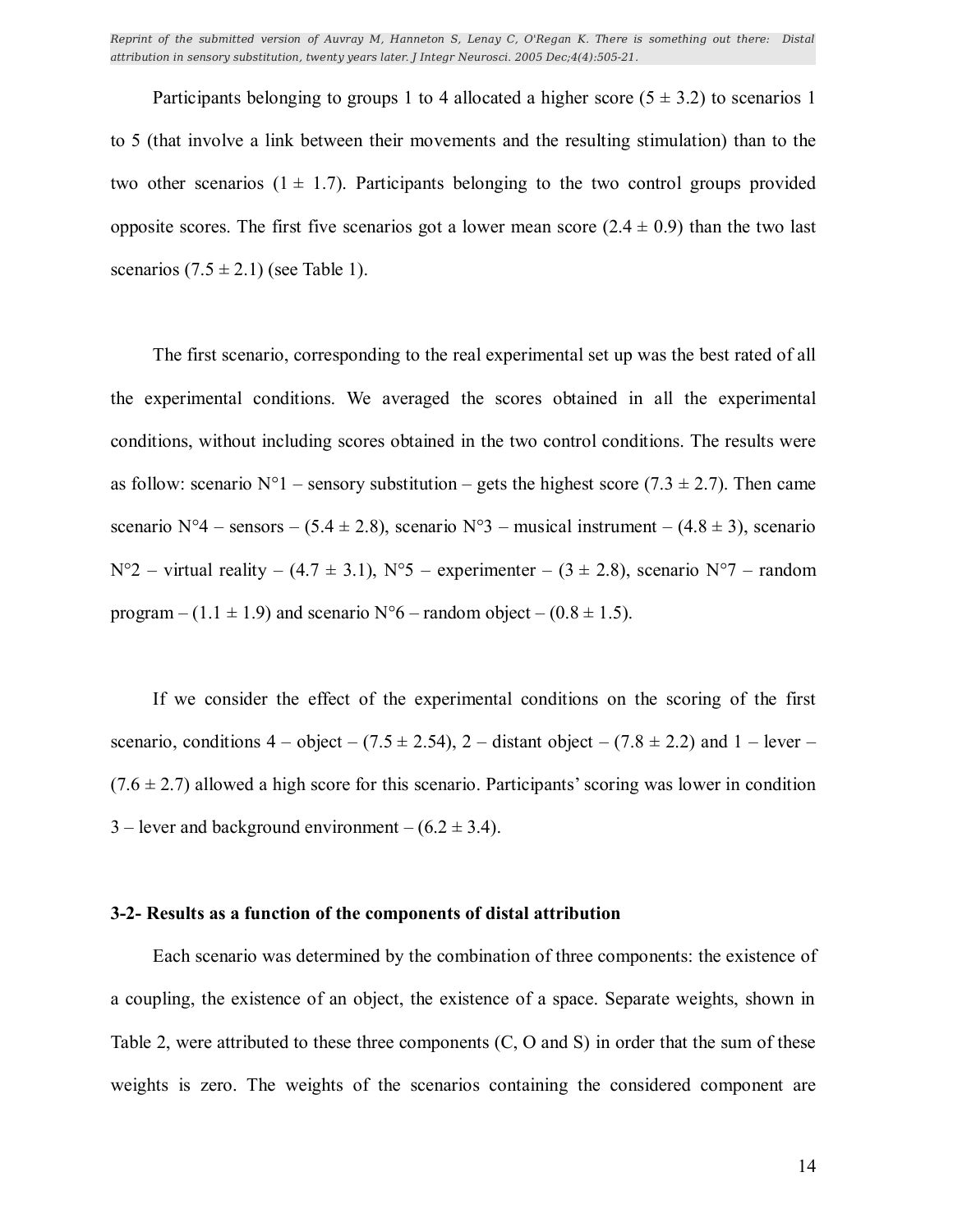Participants belonging to groups 1 to 4 allocated a higher score ($5 \pm 3.2$) to scenarios 1 to 5 (that involve a link between their movements and the resulting stimulation) than to the two other scenarios ($1 \pm 1.7$). Participants belonging to the two control groups provided opposite scores. The first five scenarios got a lower mean score ($2.4 \pm 0.9$) than the two last scenarios ($7.5 \pm 2.1$) (see Table 1).

The first scenario, corresponding to the real experimental set up was the best rated of all the experimental conditions. We averaged the scores obtained in all the experimental conditions, without including scores obtained in the two control conditions. The results were as follow: scenario N°1 – sensory substitution – gets the highest score ($7.3 \pm 2.7$). Then came scenario N°4 – sensors – ($5.4 \pm 2.8$), scenario N°3 – musical instrument – ($4.8 \pm 3$), scenario N°2 – virtual reality – ($4.7 \pm 3.1$), N°5 – experimenter – ($3 \pm 2.8$), scenario N°7 – random program – ($1.1 \pm 1.9$) and scenario N°6 – random object – ($0.8 \pm 1.5$).

If we consider the effect of the experimental conditions on the scoring of the first scenario, conditions 4 – object – ($7.5 \pm 2.54$), 2 – distant object – ($7.8 \pm 2.2$) and 1 – lever – ($7.6 \pm 2.7$) allowed a high score for this scenario. Participants' scoring was lower in condition 3 – lever and background environment – ($6.2 \pm 3.4$).

### 3-2- Results as a function of the components of distal attribution

Each scenario was determined by the combination of three components: the existence of a coupling, the existence of an object, the existence of a space. Separate weights, shown in Table 2, were attributed to these three components (C, O and S) in order that the sum of these weights is zero. The weights of the scenarios containing the considered component are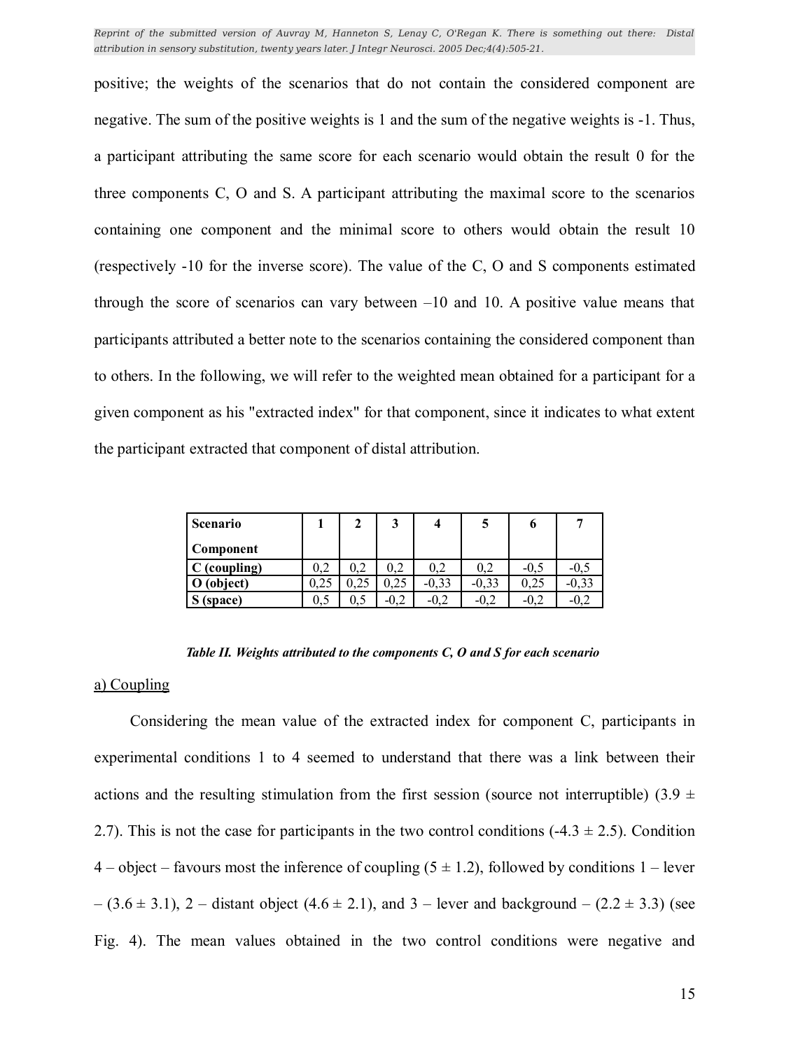positive; the weights of the scenarios that do not contain the considered component are negative. The sum of the positive weights is 1 and the sum of the negative weights is -1. Thus, a participant attributing the same score for each scenario would obtain the result 0 for the three components C, O and S. A participant attributing the maximal score to the scenarios containing one component and the minimal score to others would obtain the result 10 (respectively -10 for the inverse score). The value of the C, O and S components estimated through the score of scenarios can vary between –10 and 10. A positive value means that participants attributed a better note to the scenarios containing the considered component than to others. In the following, we will refer to the weighted mean obtained for a participant for a given component as his "extracted index" for that component, since it indicates to what extent the participant extracted that component of distal attribution.

| **Scenario** / **Component** | **1** | **2** | **3** | **4** | **5** | **6** | **7** |
|---|---|---|---|---|---|---|---|
| **C (coupling)** | 0,2 | 0,2 | 0,2 | 0,2 | 0,2 | -0,5 | -0,5 |
| **O (object)** | 0,25 | 0,25 | 0,25 | -0,33 | -0,33 | 0,25 | -0,33 |
| **S (space)** | 0,5 | 0,5 | -0,2 | -0,2 | -0,2 | -0,2 | -0,2 |

***Table II. Weights attributed to the components C, O and S for each scenario***

a) Coupling

Considering the mean value of the extracted index for component C, participants in experimental conditions 1 to 4 seemed to understand that there was a link between their actions and the resulting stimulation from the first session (source not interruptible) ($3.9 \pm 2.7$). This is not the case for participants in the two control conditions ($-4.3 \pm 2.5$). Condition 4 – object – favours most the inference of coupling ($5 \pm 1.2$), followed by conditions 1 – lever – ($3.6 \pm 3.1$), 2 – distant object ($4.6 \pm 2.1$), and 3 – lever and background – ($2.2 \pm 3.3$) (see Fig. 4). The mean values obtained in the two control conditions were negative and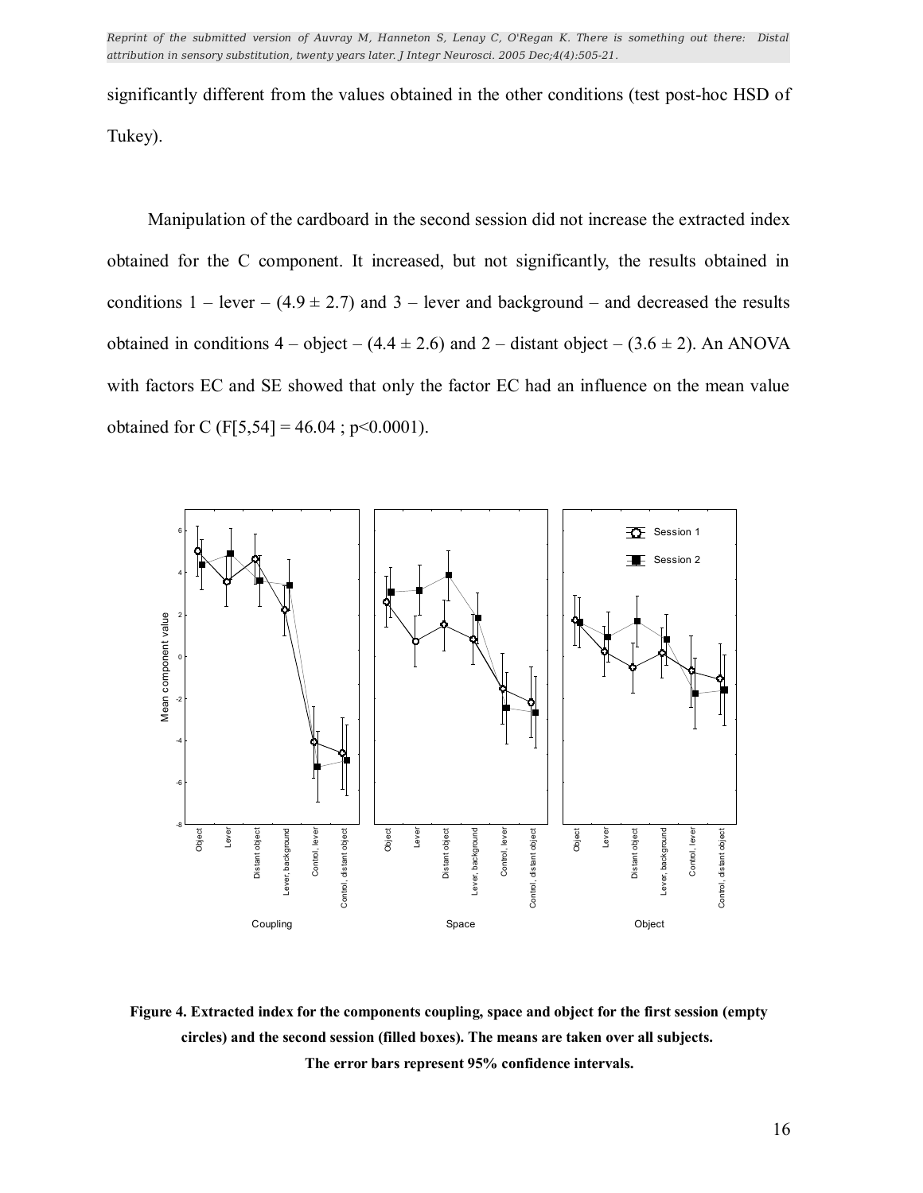significantly different from the values obtained in the other conditions (test post-hoc HSD of Tukey).

Manipulation of the cardboard in the second session did not increase the extracted index obtained for the C component. It increased, but not significantly, the results obtained in conditions 1 – lever – ($4.9 \pm 2.7$) and 3 – lever and background – and decreased the results obtained in conditions 4 – object – ($4.4 \pm 2.6$) and 2 – distant object – ($3.6 \pm 2$). An ANOVA with factors EC and SE showed that only the factor EC had an influence on the mean value obtained for C ($F[5,54] = 46.04$ ; $p<0.0001$).

Session 1
Session 2
Mean component value
6
4
2
0
-2
-4
-6
-8
Object
Lever
Distant object
Lever, background
Control, lever
Control, distant object
Coupling
Space
Object

**Figure 4. Extracted index for the components coupling, space and object for the first session (empty circles) and the second session (filled boxes). The means are taken over all subjects. The error bars represent 95% confidence intervals.**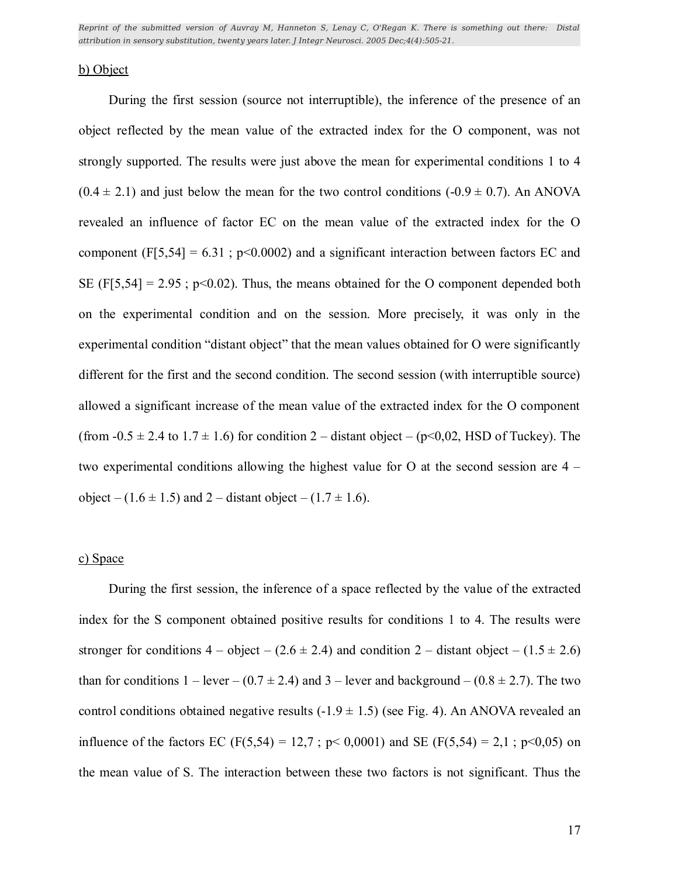b) Object

During the first session (source not interruptible), the inference of the presence of an object reflected by the mean value of the extracted index for the O component, was not strongly supported. The results were just above the mean for experimental conditions 1 to 4 ($0.4 \pm 2.1$) and just below the mean for the two control conditions ($-0.9 \pm 0.7$). An ANOVA revealed an influence of factor EC on the mean value of the extracted index for the O component ($F[5,54] = 6.31$ ; $p<0.0002$) and a significant interaction between factors EC and SE ($F[5,54] = 2.95$ ; $p<0.02$). Thus, the means obtained for the O component depended both on the experimental condition and on the session. More precisely, it was only in the experimental condition "distant object" that the mean values obtained for O were significantly different for the first and the second condition. The second session (with interruptible source) allowed a significant increase of the mean value of the extracted index for the O component (from $-0.5 \pm 2.4$ to $1.7 \pm 1.6$) for condition 2 – distant object – ($p<0,02$, HSD of Tuckey). The two experimental conditions allowing the highest value for O at the second session are 4 – object – ($1.6 \pm 1.5$) and 2 – distant object – ($1.7 \pm 1.6$).

c) Space

During the first session, the inference of a space reflected by the value of the extracted index for the S component obtained positive results for conditions 1 to 4. The results were stronger for conditions 4 – object – ($2.6 \pm 2.4$) and condition 2 – distant object – ($1.5 \pm 2.6$) than for conditions 1 – lever – ($0.7 \pm 2.4$) and 3 – lever and background – ($0.8 \pm 2.7$). The two control conditions obtained negative results ($-1.9 \pm 1.5$) (see Fig. 4). An ANOVA revealed an influence of the factors EC ($F(5,54) = 12,7$ ; $p< 0,0001$) and SE ($F(5,54) = 2,1$ ; $p<0,05$) on the mean value of S. The interaction between these two factors is not significant. Thus the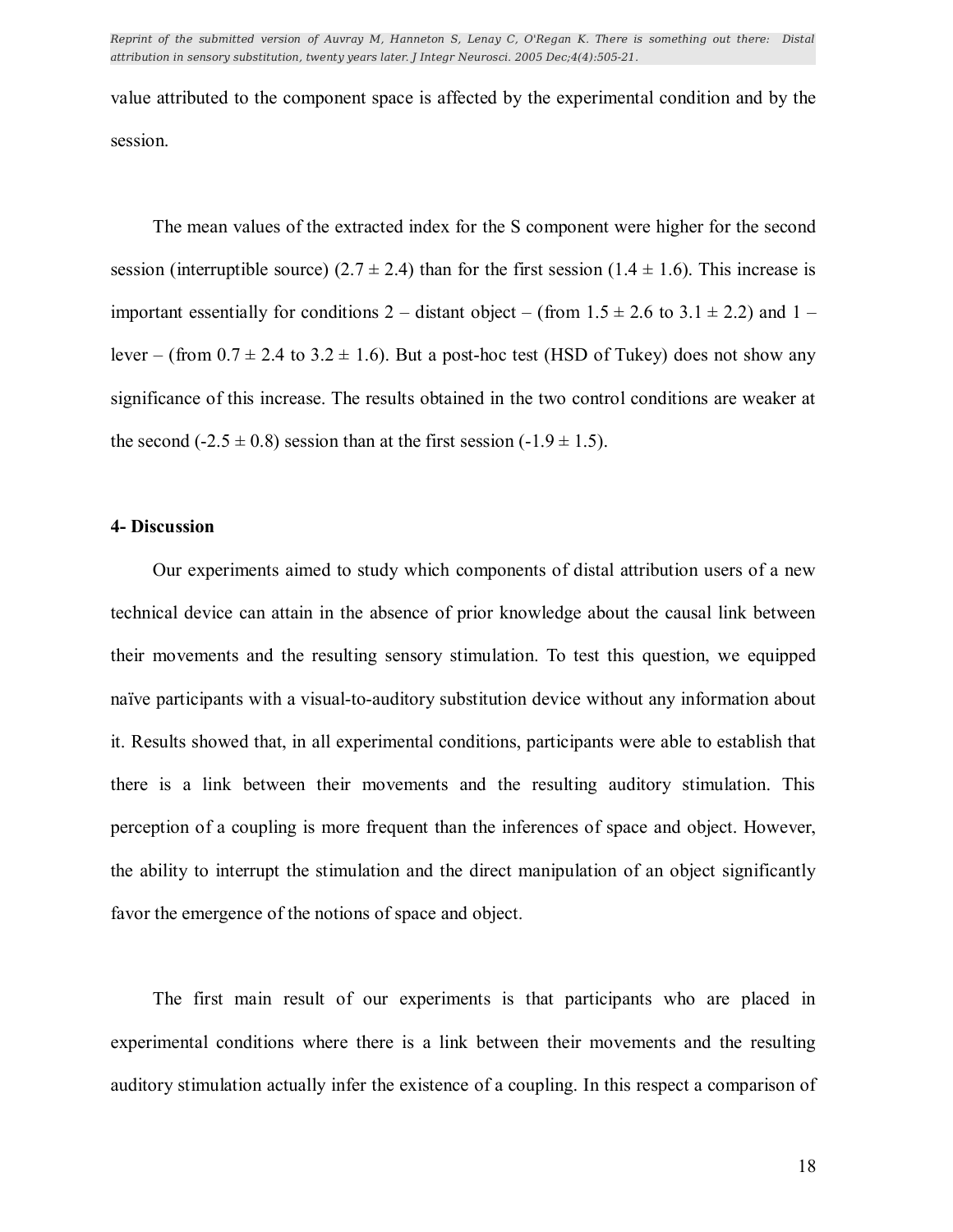value attributed to the component space is affected by the experimental condition and by the session.

The mean values of the extracted index for the S component were higher for the second session (interruptible source) ($2.7 \pm 2.4$) than for the first session ($1.4 \pm 1.6$). This increase is important essentially for conditions 2 – distant object – (from $1.5 \pm 2.6$ to $3.1 \pm 2.2$) and 1 – lever – (from $0.7 \pm 2.4$ to $3.2 \pm 1.6$). But a post-hoc test (HSD of Tukey) does not show any significance of this increase. The results obtained in the two control conditions are weaker at the second ($-2.5 \pm 0.8$) session than at the first session ($-1.9 \pm 1.5$).

## 4- Discussion

Our experiments aimed to study which components of distal attribution users of a new technical device can attain in the absence of prior knowledge about the causal link between their movements and the resulting sensory stimulation. To test this question, we equipped naïve participants with a visual-to-auditory substitution device without any information about it. Results showed that, in all experimental conditions, participants were able to establish that there is a link between their movements and the resulting auditory stimulation. This perception of a coupling is more frequent than the inferences of space and object. However, the ability to interrupt the stimulation and the direct manipulation of an object significantly favor the emergence of the notions of space and object.

The first main result of our experiments is that participants who are placed in experimental conditions where there is a link between their movements and the resulting auditory stimulation actually infer the existence of a coupling. In this respect a comparison of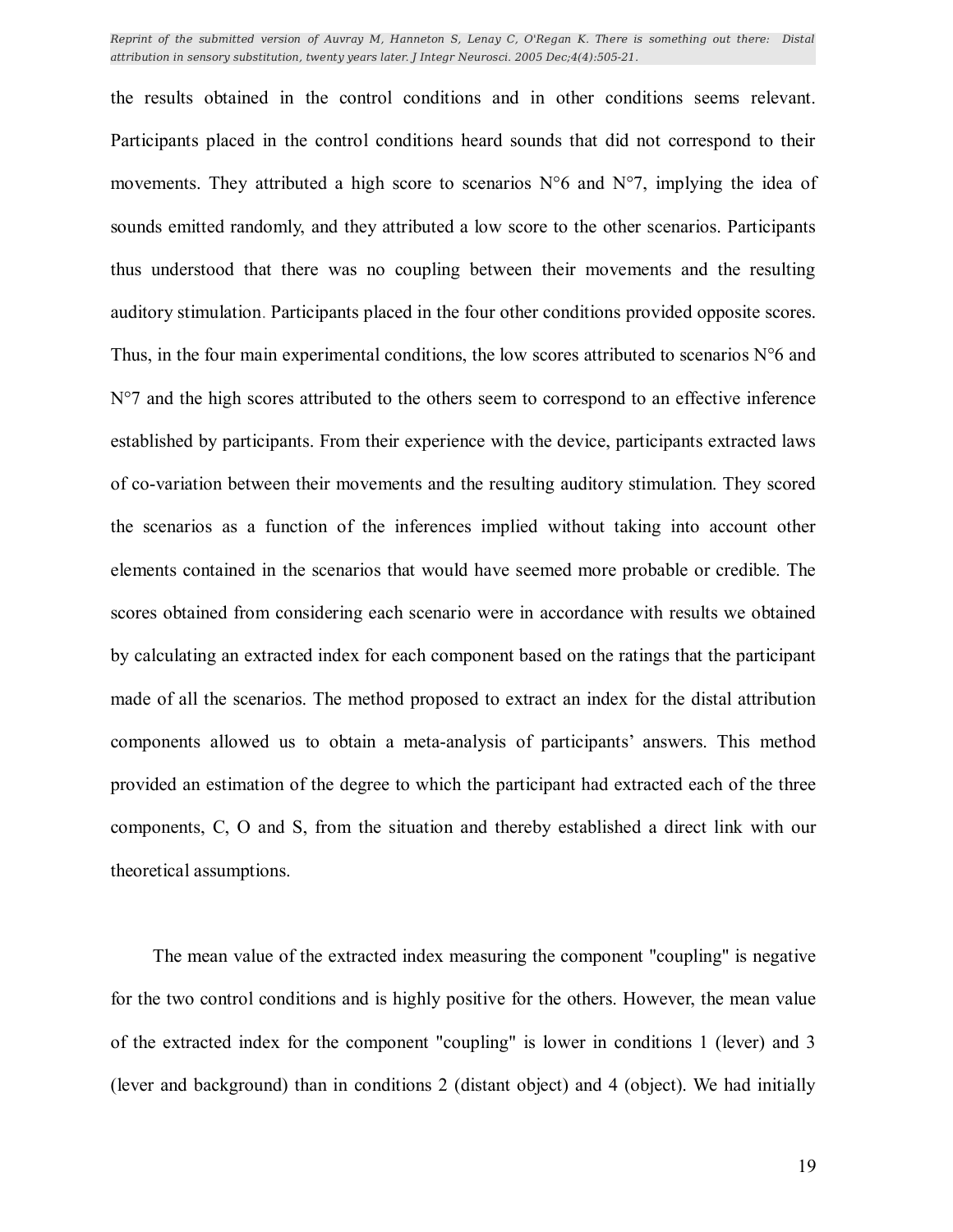the results obtained in the control conditions and in other conditions seems relevant. Participants placed in the control conditions heard sounds that did not correspond to their movements. They attributed a high score to scenarios N°6 and N°7, implying the idea of sounds emitted randomly, and they attributed a low score to the other scenarios. Participants thus understood that there was no coupling between their movements and the resulting auditory stimulation. Participants placed in the four other conditions provided opposite scores. Thus, in the four main experimental conditions, the low scores attributed to scenarios N°6 and N°7 and the high scores attributed to the others seem to correspond to an effective inference established by participants. From their experience with the device, participants extracted laws of co-variation between their movements and the resulting auditory stimulation. They scored the scenarios as a function of the inferences implied without taking into account other elements contained in the scenarios that would have seemed more probable or credible. The scores obtained from considering each scenario were in accordance with results we obtained by calculating an extracted index for each component based on the ratings that the participant made of all the scenarios. The method proposed to extract an index for the distal attribution components allowed us to obtain a meta-analysis of participants' answers. This method provided an estimation of the degree to which the participant had extracted each of the three components, C, O and S, from the situation and thereby established a direct link with our theoretical assumptions.

The mean value of the extracted index measuring the component "coupling" is negative for the two control conditions and is highly positive for the others. However, the mean value of the extracted index for the component "coupling" is lower in conditions 1 (lever) and 3 (lever and background) than in conditions 2 (distant object) and 4 (object). We had initially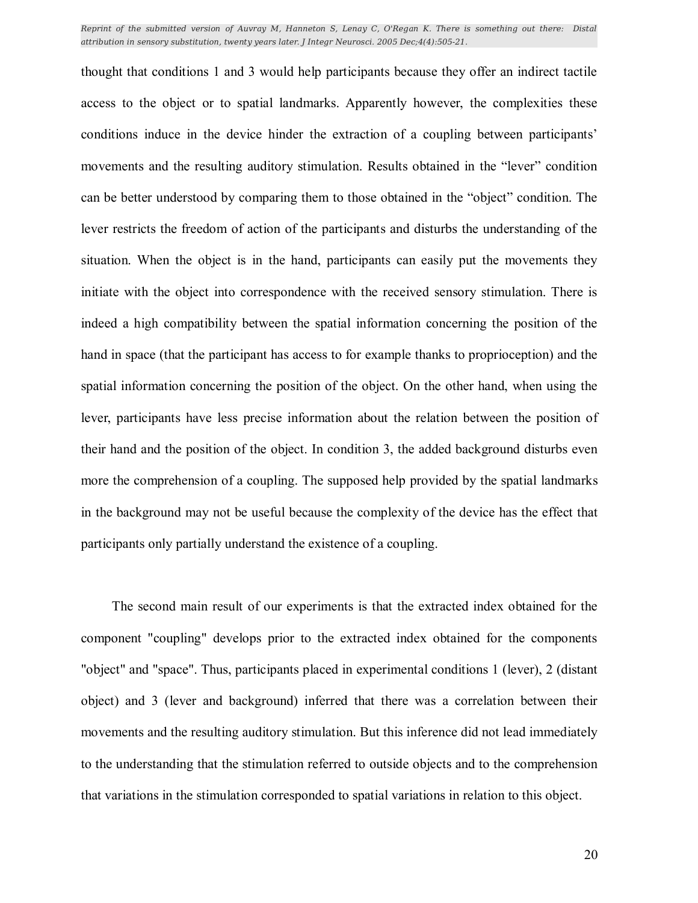thought that conditions 1 and 3 would help participants because they offer an indirect tactile access to the object or to spatial landmarks. Apparently however, the complexities these conditions induce in the device hinder the extraction of a coupling between participants' movements and the resulting auditory stimulation. Results obtained in the "lever" condition can be better understood by comparing them to those obtained in the "object" condition. The lever restricts the freedom of action of the participants and disturbs the understanding of the situation. When the object is in the hand, participants can easily put the movements they initiate with the object into correspondence with the received sensory stimulation. There is indeed a high compatibility between the spatial information concerning the position of the hand in space (that the participant has access to for example thanks to proprioception) and the spatial information concerning the position of the object. On the other hand, when using the lever, participants have less precise information about the relation between the position of their hand and the position of the object. In condition 3, the added background disturbs even more the comprehension of a coupling. The supposed help provided by the spatial landmarks in the background may not be useful because the complexity of the device has the effect that participants only partially understand the existence of a coupling.

The second main result of our experiments is that the extracted index obtained for the component "coupling" develops prior to the extracted index obtained for the components "object" and "space". Thus, participants placed in experimental conditions 1 (lever), 2 (distant object) and 3 (lever and background) inferred that there was a correlation between their movements and the resulting auditory stimulation. But this inference did not lead immediately to the understanding that the stimulation referred to outside objects and to the comprehension that variations in the stimulation corresponded to spatial variations in relation to this object.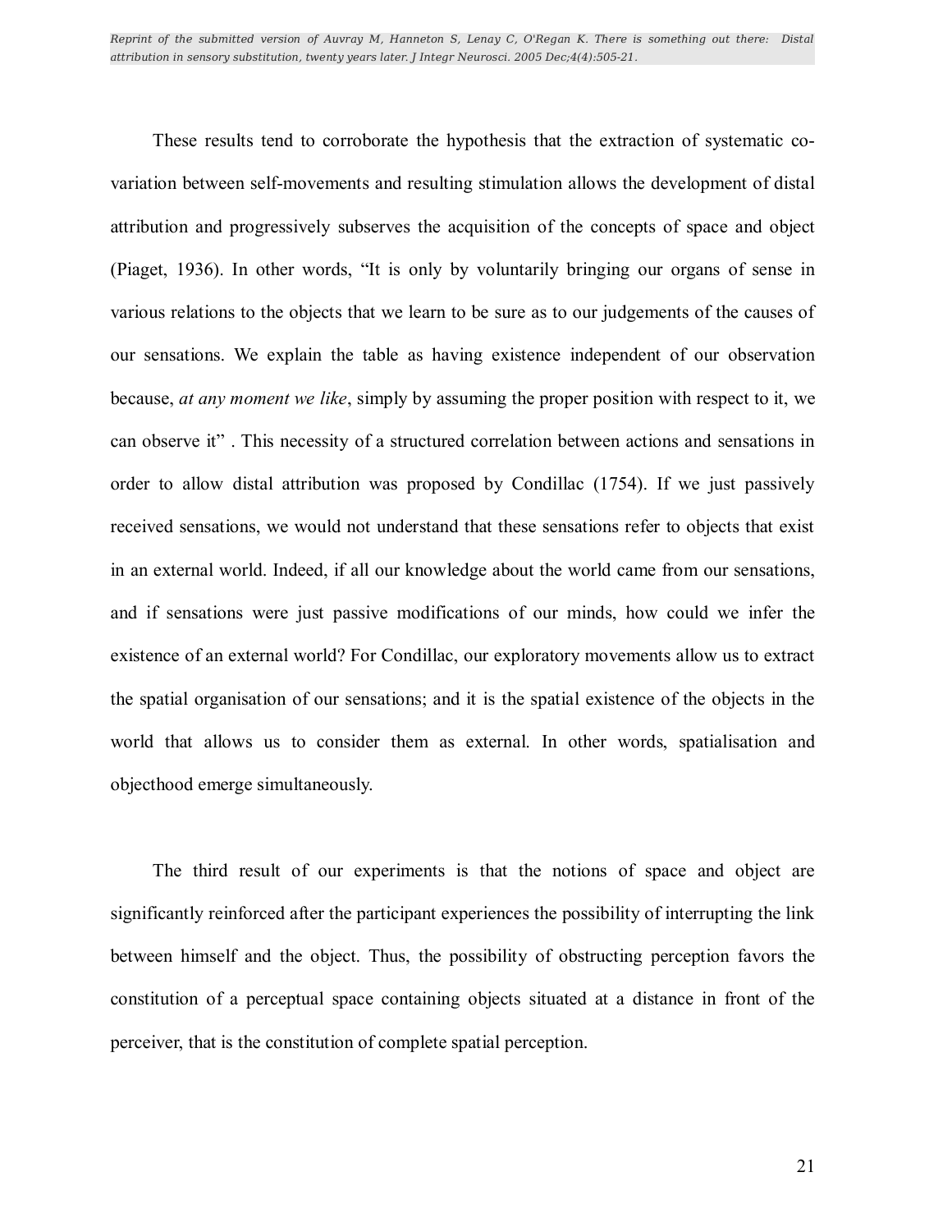These results tend to corroborate the hypothesis that the extraction of systematic co-variation between self-movements and resulting stimulation allows the development of distal attribution and progressively subserves the acquisition of the concepts of space and object (Piaget, 1936). In other words, “It is only by voluntarily bringing our organs of sense in various relations to the objects that we learn to be sure as to our judgements of the causes of our sensations. We explain the table as having existence independent of our observation because, *at any moment we like*, simply by assuming the proper position with respect to it, we can observe it” . This necessity of a structured correlation between actions and sensations in order to allow distal attribution was proposed by Condillac (1754). If we just passively received sensations, we would not understand that these sensations refer to objects that exist in an external world. Indeed, if all our knowledge about the world came from our sensations, and if sensations were just passive modifications of our minds, how could we infer the existence of an external world? For Condillac, our exploratory movements allow us to extract the spatial organisation of our sensations; and it is the spatial existence of the objects in the world that allows us to consider them as external. In other words, spatialisation and objecthood emerge simultaneously.

The third result of our experiments is that the notions of space and object are significantly reinforced after the participant experiences the possibility of interrupting the link between himself and the object. Thus, the possibility of obstructing perception favors the constitution of a perceptual space containing objects situated at a distance in front of the perceiver, that is the constitution of complete spatial perception.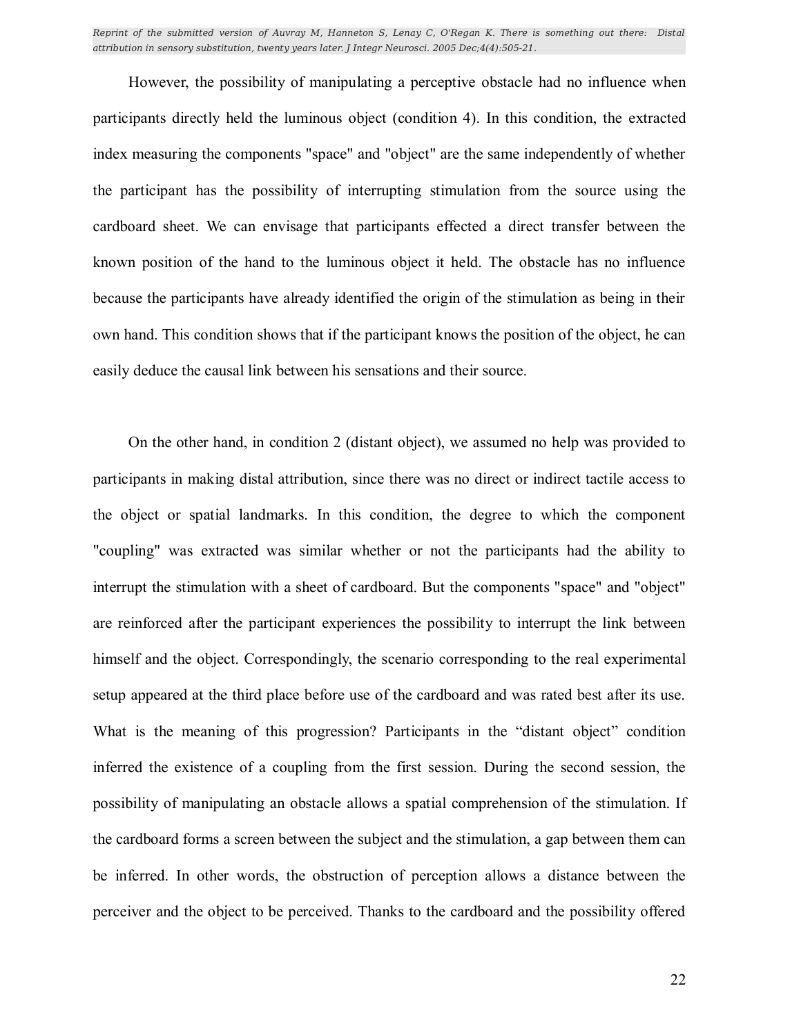However, the possibility of manipulating a perceptive obstacle had no influence when participants directly held the luminous object (condition 4). In this condition, the extracted index measuring the components "space" and "object" are the same independently of whether the participant has the possibility of interrupting stimulation from the source using the cardboard sheet. We can envisage that participants effected a direct transfer between the known position of the hand to the luminous object it held. The obstacle has no influence because the participants have already identified the origin of the stimulation as being in their own hand. This condition shows that if the participant knows the position of the object, he can easily deduce the causal link between his sensations and their source.

On the other hand, in condition 2 (distant object), we assumed no help was provided to participants in making distal attribution, since there was no direct or indirect tactile access to the object or spatial landmarks. In this condition, the degree to which the component "coupling" was extracted was similar whether or not the participants had the ability to interrupt the stimulation with a sheet of cardboard. But the components "space" and "object" are reinforced after the participant experiences the possibility to interrupt the link between himself and the object. Correspondingly, the scenario corresponding to the real experimental setup appeared at the third place before use of the cardboard and was rated best after its use. What is the meaning of this progression? Participants in the “distant object” condition inferred the existence of a coupling from the first session. During the second session, the possibility of manipulating an obstacle allows a spatial comprehension of the stimulation. If the cardboard forms a screen between the subject and the stimulation, a gap between them can be inferred. In other words, the obstruction of perception allows a distance between the perceiver and the object to be perceived. Thanks to the cardboard and the possibility offered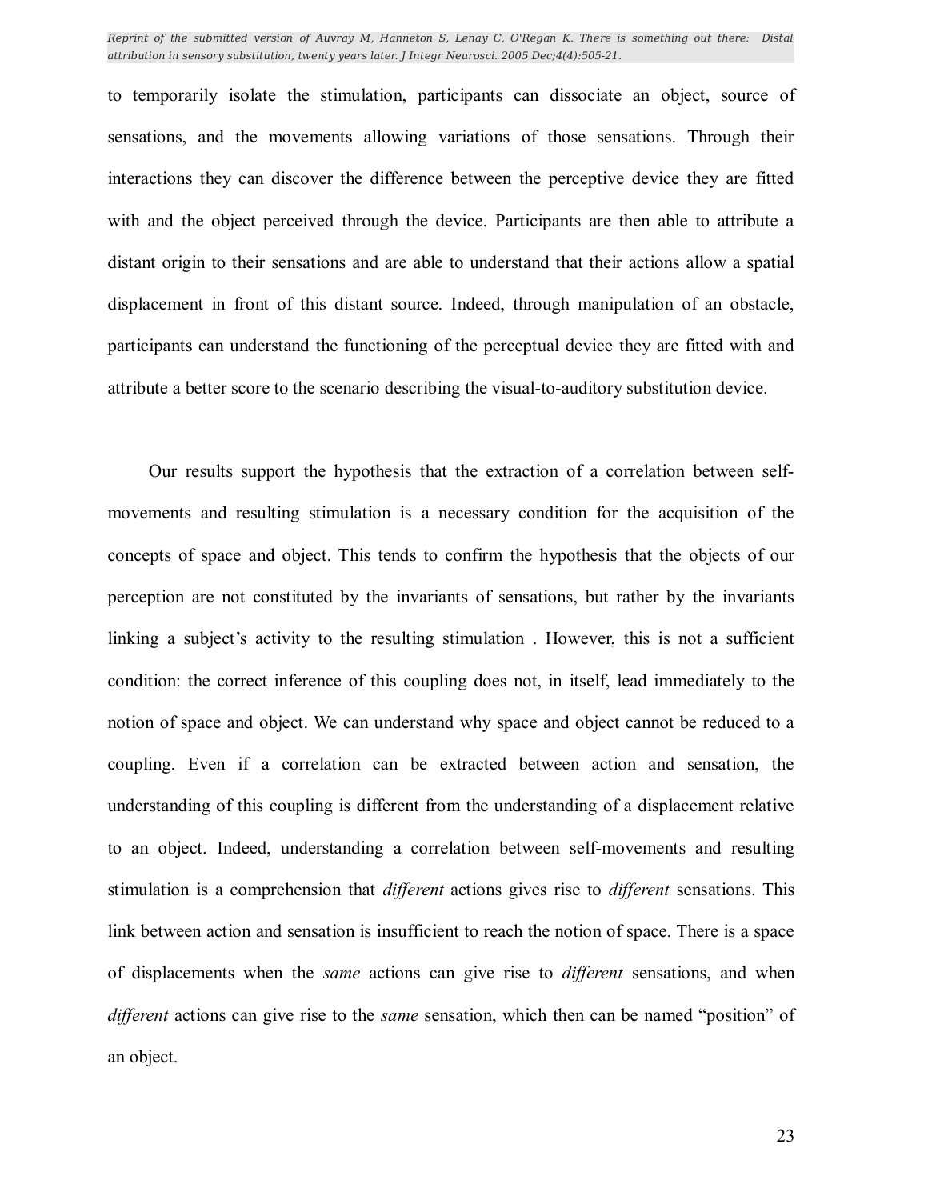to temporarily isolate the stimulation, participants can dissociate an object, source of sensations, and the movements allowing variations of those sensations. Through their interactions they can discover the difference between the perceptive device they are fitted with and the object perceived through the device. Participants are then able to attribute a distant origin to their sensations and are able to understand that their actions allow a spatial displacement in front of this distant source. Indeed, through manipulation of an obstacle, participants can understand the functioning of the perceptual device they are fitted with and attribute a better score to the scenario describing the visual-to-auditory substitution device.

Our results support the hypothesis that the extraction of a correlation between self-movements and resulting stimulation is a necessary condition for the acquisition of the concepts of space and object. This tends to confirm the hypothesis that the objects of our perception are not constituted by the invariants of sensations, but rather by the invariants linking a subject's activity to the resulting stimulation . However, this is not a sufficient condition: the correct inference of this coupling does not, in itself, lead immediately to the notion of space and object. We can understand why space and object cannot be reduced to a coupling. Even if a correlation can be extracted between action and sensation, the understanding of this coupling is different from the understanding of a displacement relative to an object. Indeed, understanding a correlation between self-movements and resulting stimulation is a comprehension that *different* actions gives rise to *different* sensations. This link between action and sensation is insufficient to reach the notion of space. There is a space of displacements when the *same* actions can give rise to *different* sensations, and when *different* actions can give rise to the *same* sensation, which then can be named "position" of an object.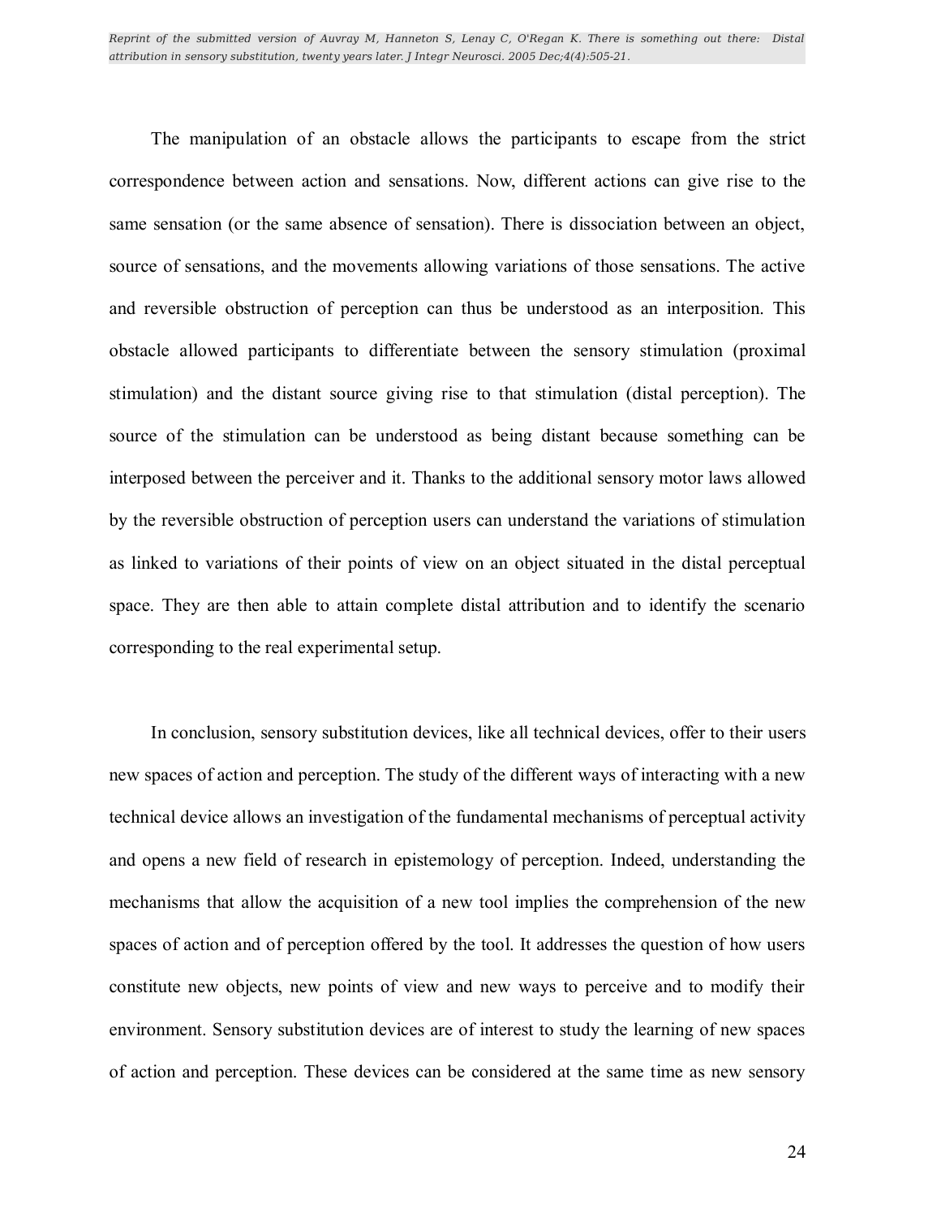The manipulation of an obstacle allows the participants to escape from the strict correspondence between action and sensations. Now, different actions can give rise to the same sensation (or the same absence of sensation). There is dissociation between an object, source of sensations, and the movements allowing variations of those sensations. The active and reversible obstruction of perception can thus be understood as an interposition. This obstacle allowed participants to differentiate between the sensory stimulation (proximal stimulation) and the distant source giving rise to that stimulation (distal perception). The source of the stimulation can be understood as being distant because something can be interposed between the perceiver and it. Thanks to the additional sensory motor laws allowed by the reversible obstruction of perception users can understand the variations of stimulation as linked to variations of their points of view on an object situated in the distal perceptual space. They are then able to attain complete distal attribution and to identify the scenario corresponding to the real experimental setup.

In conclusion, sensory substitution devices, like all technical devices, offer to their users new spaces of action and perception. The study of the different ways of interacting with a new technical device allows an investigation of the fundamental mechanisms of perceptual activity and opens a new field of research in epistemology of perception. Indeed, understanding the mechanisms that allow the acquisition of a new tool implies the comprehension of the new spaces of action and of perception offered by the tool. It addresses the question of how users constitute new objects, new points of view and new ways to perceive and to modify their environment. Sensory substitution devices are of interest to study the learning of new spaces of action and perception. These devices can be considered at the same time as new sensory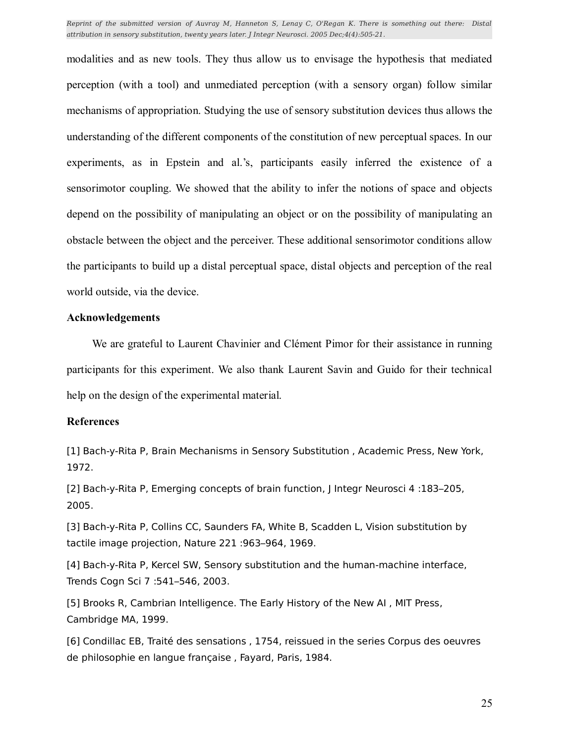modalities and as new tools. They thus allow us to envisage the hypothesis that mediated perception (with a tool) and unmediated perception (with a sensory organ) follow similar mechanisms of appropriation. Studying the use of sensory substitution devices thus allows the understanding of the different components of the constitution of new perceptual spaces. In our experiments, as in Epstein and al.'s, participants easily inferred the existence of a sensorimotor coupling. We showed that the ability to infer the notions of space and objects depend on the possibility of manipulating an object or on the possibility of manipulating an obstacle between the object and the perceiver. These additional sensorimotor conditions allow the participants to build up a distal perceptual space, distal objects and perception of the real world outside, via the device.

## Acknowledgements

We are grateful to Laurent Chavinier and Clément Pimor for their assistance in running participants for this experiment. We also thank Laurent Savin and Guido for their technical help on the design of the experimental material.

## References

[1] Bach-y-Rita P, Brain Mechanisms in Sensory Substitution , Academic Press, New York, 1972.

[2] Bach-y-Rita P, Emerging concepts of brain function, J Integr Neurosci 4 :183–205, 2005.

[3] Bach-y-Rita P, Collins CC, Saunders FA, White B, Scadden L, Vision substitution by tactile image projection, Nature 221 :963–964, 1969.

[4] Bach-y-Rita P, Kercel SW, Sensory substitution and the human-machine interface, Trends Cogn Sci 7 :541–546, 2003.

[5] Brooks R, Cambrian Intelligence. The Early History of the New AI , MIT Press, Cambridge MA, 1999.

[6] Condillac EB, Traité des sensations , 1754, reissued in the series Corpus des oeuvres de philosophie en langue française , Fayard, Paris, 1984.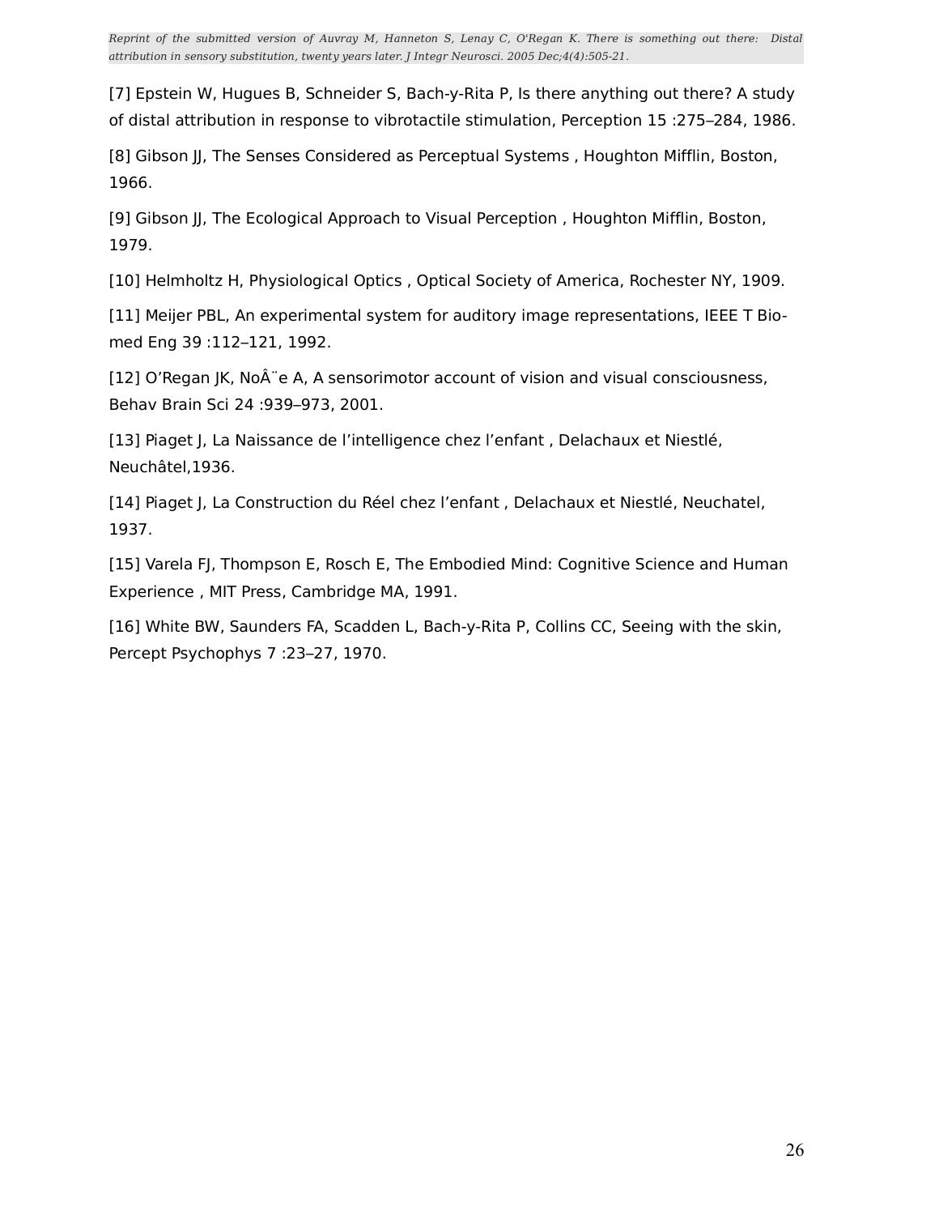[7] Epstein W, Hugues B, Schneider S, Bach-y-Rita P, Is there anything out there? A study of distal attribution in response to vibrotactile stimulation, Perception 15 :275–284, 1986.

[8] Gibson JJ, The Senses Considered as Perceptual Systems , Houghton Mifflin, Boston, 1966.

[9] Gibson JJ, The Ecological Approach to Visual Perception , Houghton Mifflin, Boston, 1979.

[10] Helmholtz H, Physiological Optics , Optical Society of America, Rochester NY, 1909.

[11] Meijer PBL, An experimental system for auditory image representations, IEEE T Biomed Eng 39 :112–121, 1992.

[12] O'Regan JK, NoÂ¨e A, A sensorimotor account of vision and visual consciousness, Behav Brain Sci 24 :939–973, 2001.

[13] Piaget J, La Naissance de l'intelligence chez l'enfant , Delachaux et Niestlé, Neuchâtel,1936.

[14] Piaget J, La Construction du Réel chez l'enfant , Delachaux et Niestlé, Neuchatel, 1937.

[15] Varela FJ, Thompson E, Rosch E, The Embodied Mind: Cognitive Science and Human Experience , MIT Press, Cambridge MA, 1991.

[16] White BW, Saunders FA, Scadden L, Bach-y-Rita P, Collins CC, Seeing with the skin, Percept Psychophys 7 :23–27, 1970.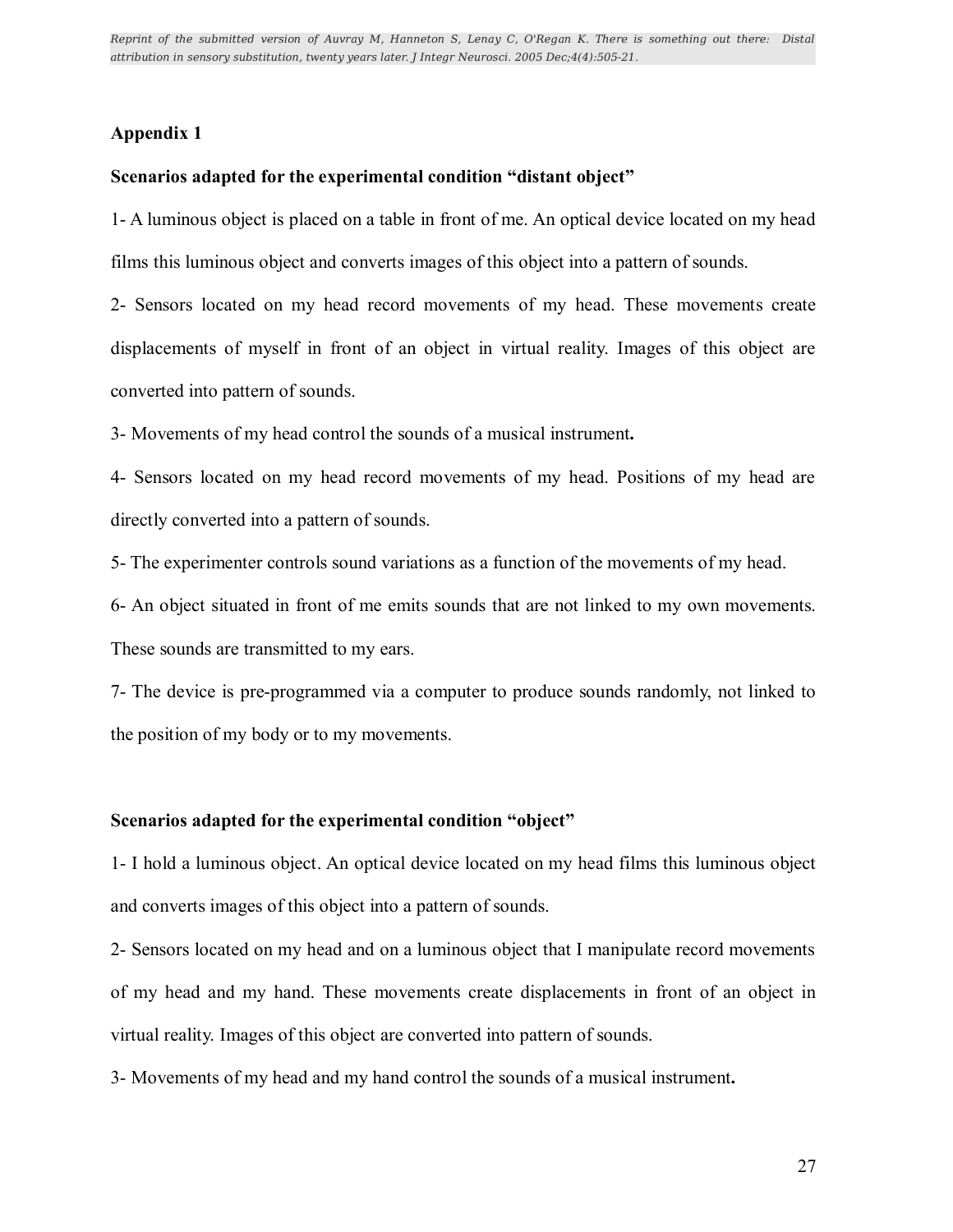## Appendix 1

### Scenarios adapted for the experimental condition "distant object"

1- A luminous object is placed on a table in front of me. An optical device located on my head films this luminous object and converts images of this object into a pattern of sounds.

2- Sensors located on my head record movements of my head. These movements create displacements of myself in front of an object in virtual reality. Images of this object are converted into pattern of sounds.

3- Movements of my head control the sounds of a musical instrument**.**

4- Sensors located on my head record movements of my head. Positions of my head are directly converted into a pattern of sounds.

5- The experimenter controls sound variations as a function of the movements of my head.

6- An object situated in front of me emits sounds that are not linked to my own movements. These sounds are transmitted to my ears.

7- The device is pre-programmed via a computer to produce sounds randomly, not linked to the position of my body or to my movements.

### Scenarios adapted for the experimental condition "object"

1- I hold a luminous object. An optical device located on my head films this luminous object and converts images of this object into a pattern of sounds.

2- Sensors located on my head and on a luminous object that I manipulate record movements of my head and my hand. These movements create displacements in front of an object in virtual reality. Images of this object are converted into pattern of sounds.

3- Movements of my head and my hand control the sounds of a musical instrument**.**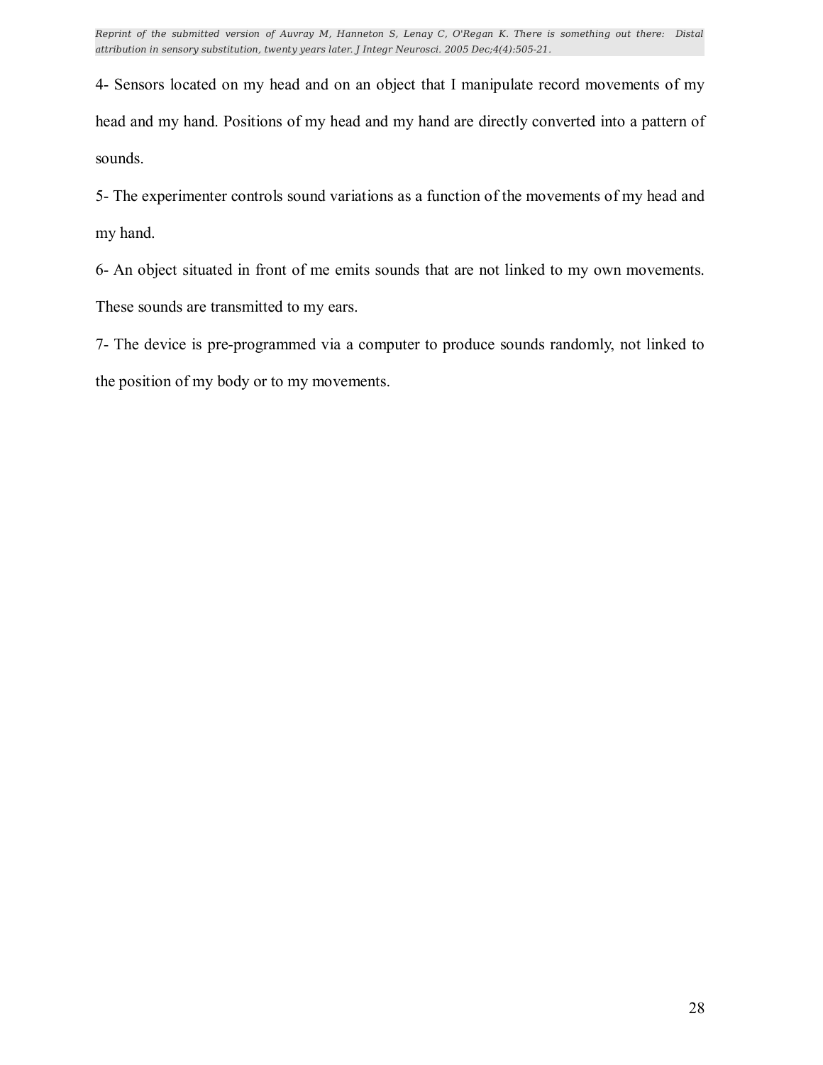4- Sensors located on my head and on an object that I manipulate record movements of my head and my hand. Positions of my head and my hand are directly converted into a pattern of sounds.

5- The experimenter controls sound variations as a function of the movements of my head and my hand.

6- An object situated in front of me emits sounds that are not linked to my own movements. These sounds are transmitted to my ears.

7- The device is pre-programmed via a computer to produce sounds randomly, not linked to the position of my body or to my movements.